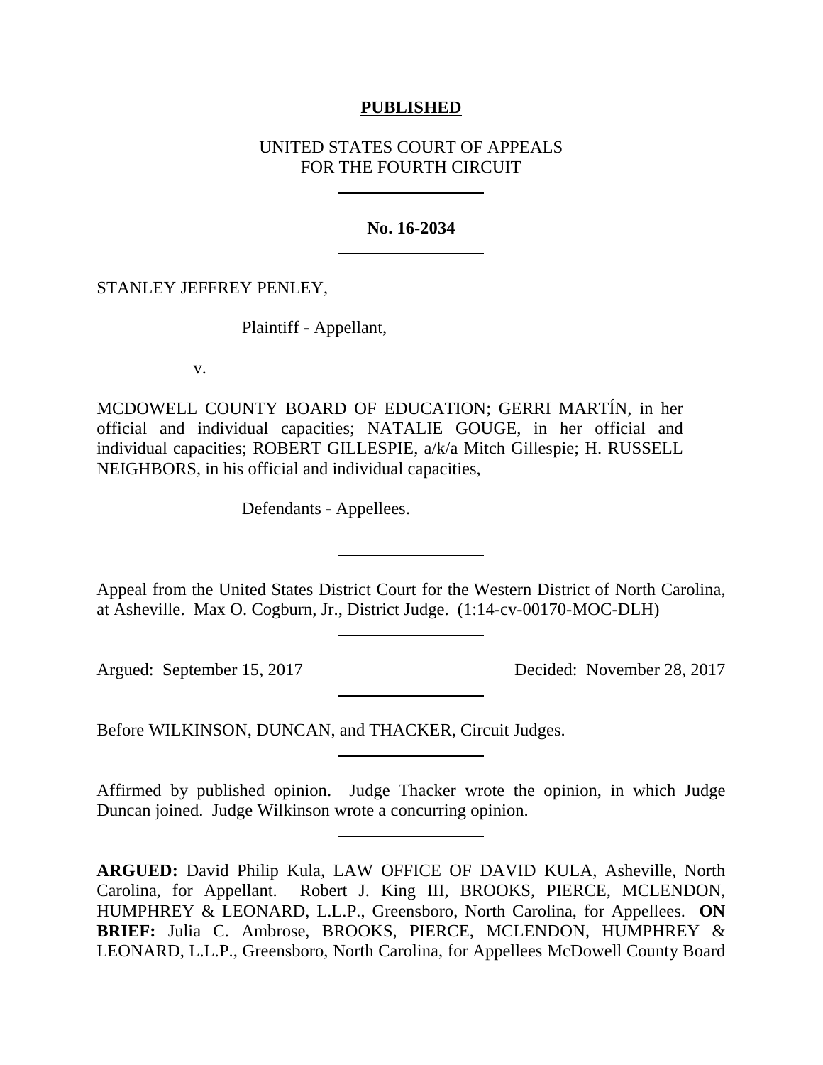**PUBLISHED**

UNITED STATES COURT OF APPEALS
FOR THE FOURTH CIRCUIT

---

**No. 16-2034**

---

STANLEY JEFFREY PENLEY,

Plaintiff - Appellant,

v.

MCDOWELL COUNTY BOARD OF EDUCATION; GERRI MARTÍN, in her official and individual capacities; NATALIE GOUGE, in her official and individual capacities; ROBERT GILLESPIE, a/k/a Mitch Gillespie; H. RUSSELL NEIGHBORS, in his official and individual capacities,

Defendants - Appellees.

---

Appeal from the United States District Court for the Western District of North Carolina, at Asheville. Max O. Cogburn, Jr., District Judge. (1:14-cv-00170-MOC-DLH)

---

Argued: September 15, 2017 Decided: November 28, 2017

---

Before WILKINSON, DUNCAN, and THACKER, Circuit Judges.

---

Affirmed by published opinion. Judge Thacker wrote the opinion, in which Judge Duncan joined. Judge Wilkinson wrote a concurring opinion.

---

**ARGUED:** David Philip Kula, LAW OFFICE OF DAVID KULA, Asheville, North Carolina, for Appellant. Robert J. King III, BROOKS, PIERCE, MCLENDON, HUMPHREY & LEONARD, L.L.P., Greensboro, North Carolina, for Appellees. **ON BRIEF:** Julia C. Ambrose, BROOKS, PIERCE, MCLENDON, HUMPHREY & LEONARD, L.L.P., Greensboro, North Carolina, for Appellees McDowell County Board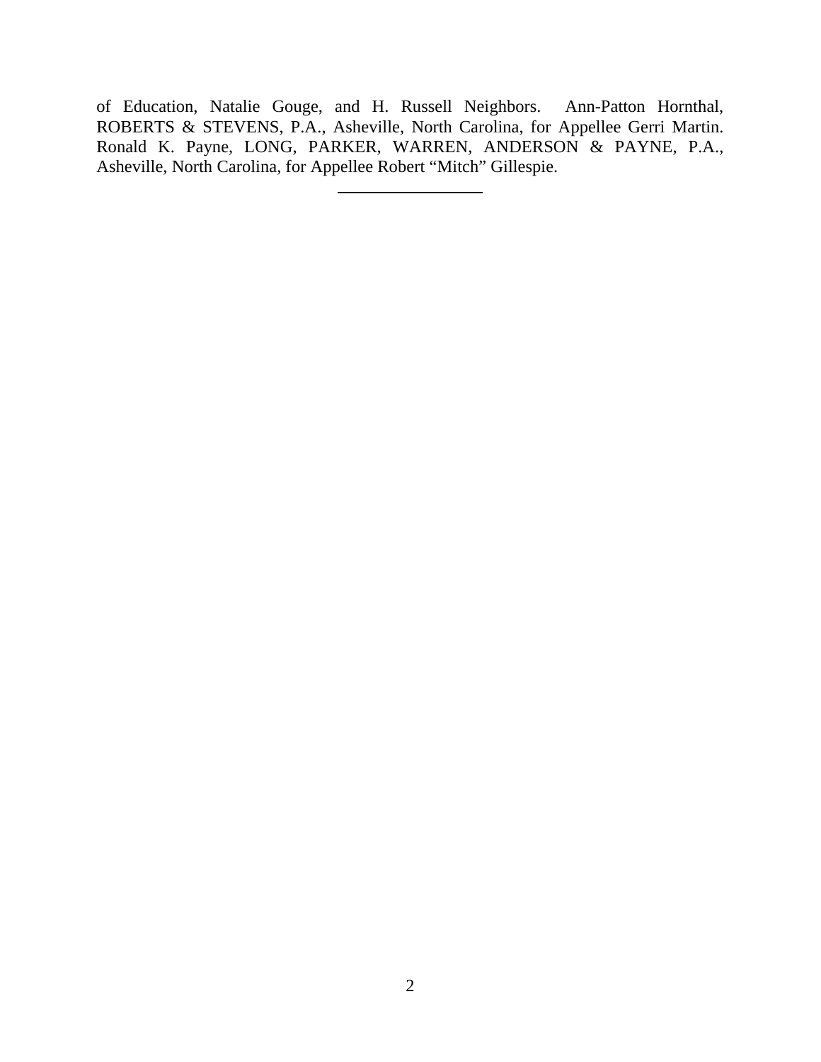of Education, Natalie Gouge, and H. Russell Neighbors. Ann-Patton Hornthal, ROBERTS & STEVENS, P.A., Asheville, North Carolina, for Appellee Gerri Martin. Ronald K. Payne, LONG, PARKER, WARREN, ANDERSON & PAYNE, P.A., Asheville, North Carolina, for Appellee Robert "Mitch" Gillespie.

---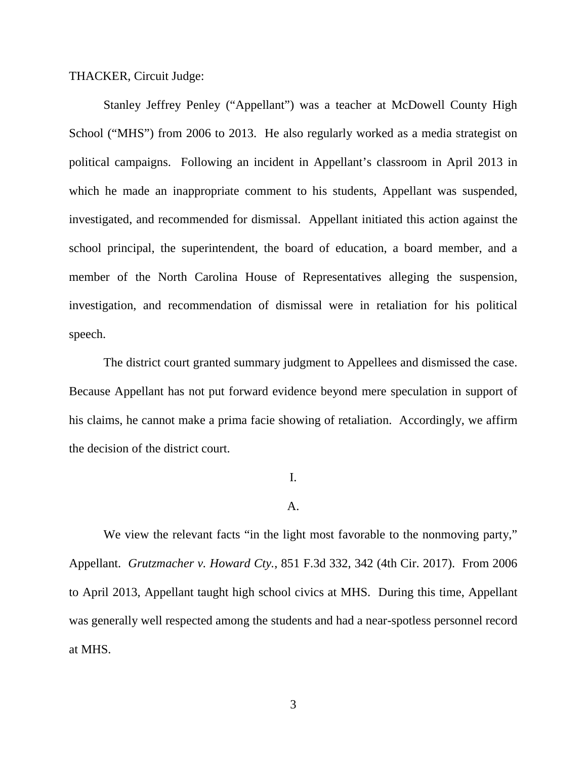THACKER, Circuit Judge:

Stanley Jeffrey Penley ("Appellant") was a teacher at McDowell County High School ("MHS") from 2006 to 2013. He also regularly worked as a media strategist on political campaigns. Following an incident in Appellant's classroom in April 2013 in which he made an inappropriate comment to his students, Appellant was suspended, investigated, and recommended for dismissal. Appellant initiated this action against the school principal, the superintendent, the board of education, a board member, and a member of the North Carolina House of Representatives alleging the suspension, investigation, and recommendation of dismissal were in retaliation for his political speech.

The district court granted summary judgment to Appellees and dismissed the case. Because Appellant has not put forward evidence beyond mere speculation in support of his claims, he cannot make a prima facie showing of retaliation. Accordingly, we affirm the decision of the district court.

I.

A.

We view the relevant facts "in the light most favorable to the nonmoving party," Appellant. *Grutzmacher v. Howard Cty.*, 851 F.3d 332, 342 (4th Cir. 2017). From 2006 to April 2013, Appellant taught high school civics at MHS. During this time, Appellant was generally well respected among the students and had a near-spotless personnel record at MHS.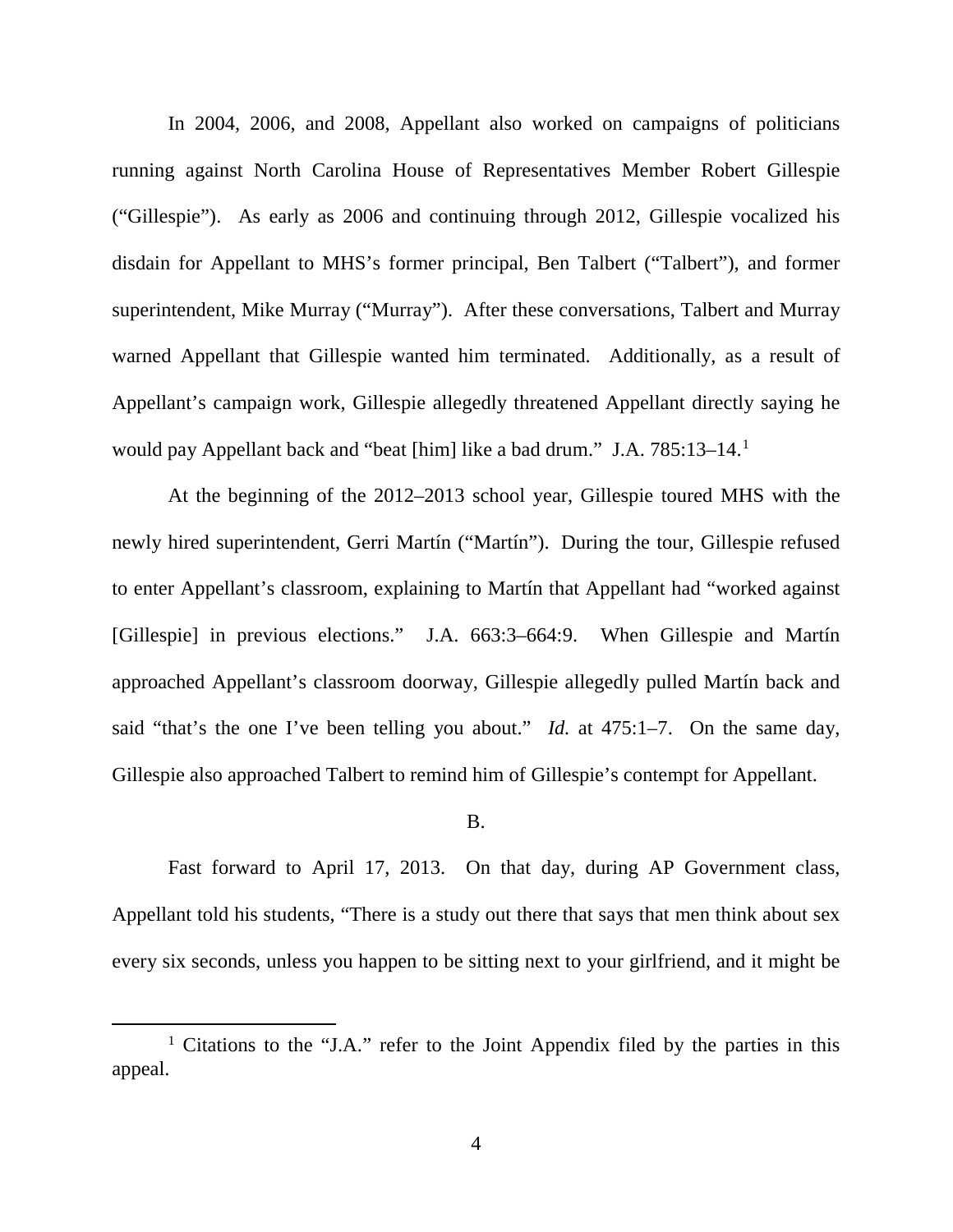In 2004, 2006, and 2008, Appellant also worked on campaigns of politicians running against North Carolina House of Representatives Member Robert Gillespie ("Gillespie"). As early as 2006 and continuing through 2012, Gillespie vocalized his disdain for Appellant to MHS's former principal, Ben Talbert ("Talbert"), and former superintendent, Mike Murray ("Murray"). After these conversations, Talbert and Murray warned Appellant that Gillespie wanted him terminated. Additionally, as a result of Appellant's campaign work, Gillespie allegedly threatened Appellant directly saying he would pay Appellant back and "beat [him] like a bad drum." J.A. 785:13–14.[1]

At the beginning of the 2012–2013 school year, Gillespie toured MHS with the newly hired superintendent, Gerri Martín ("Martín"). During the tour, Gillespie refused to enter Appellant's classroom, explaining to Martín that Appellant had "worked against [Gillespie] in previous elections." J.A. 663:3–664:9. When Gillespie and Martín approached Appellant's classroom doorway, Gillespie allegedly pulled Martín back and said "that's the one I've been telling you about." *Id.* at 475:1–7. On the same day, Gillespie also approached Talbert to remind him of Gillespie's contempt for Appellant.

## B.

Fast forward to April 17, 2013. On that day, during AP Government class, Appellant told his students, "There is a study out there that says that men think about sex every six seconds, unless you happen to be sitting next to your girlfriend, and it might be

[1] Citations to the "J.A." refer to the Joint Appendix filed by the parties in this appeal.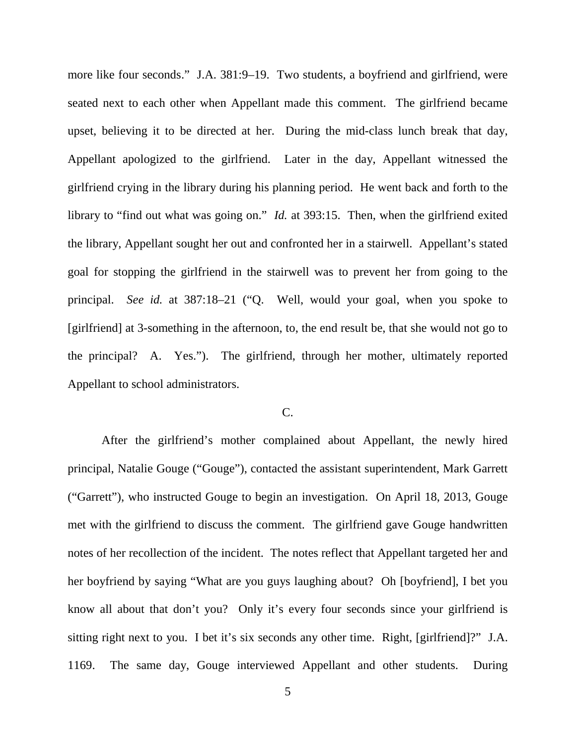more like four seconds." J.A. 381:9–19. Two students, a boyfriend and girlfriend, were seated next to each other when Appellant made this comment. The girlfriend became upset, believing it to be directed at her. During the mid-class lunch break that day, Appellant apologized to the girlfriend. Later in the day, Appellant witnessed the girlfriend crying in the library during his planning period. He went back and forth to the library to "find out what was going on." *Id.* at 393:15. Then, when the girlfriend exited the library, Appellant sought her out and confronted her in a stairwell. Appellant's stated goal for stopping the girlfriend in the stairwell was to prevent her from going to the principal. *See id.* at 387:18–21 ("Q. Well, would your goal, when you spoke to [girlfriend] at 3-something in the afternoon, to, the end result be, that she would not go to the principal? A. Yes."). The girlfriend, through her mother, ultimately reported Appellant to school administrators.

C.

After the girlfriend's mother complained about Appellant, the newly hired principal, Natalie Gouge ("Gouge"), contacted the assistant superintendent, Mark Garrett ("Garrett"), who instructed Gouge to begin an investigation. On April 18, 2013, Gouge met with the girlfriend to discuss the comment. The girlfriend gave Gouge handwritten notes of her recollection of the incident. The notes reflect that Appellant targeted her and her boyfriend by saying "What are you guys laughing about? Oh [boyfriend], I bet you know all about that don't you? Only it's every four seconds since your girlfriend is sitting right next to you. I bet it's six seconds any other time. Right, [girlfriend]?" J.A. 1169. The same day, Gouge interviewed Appellant and other students. During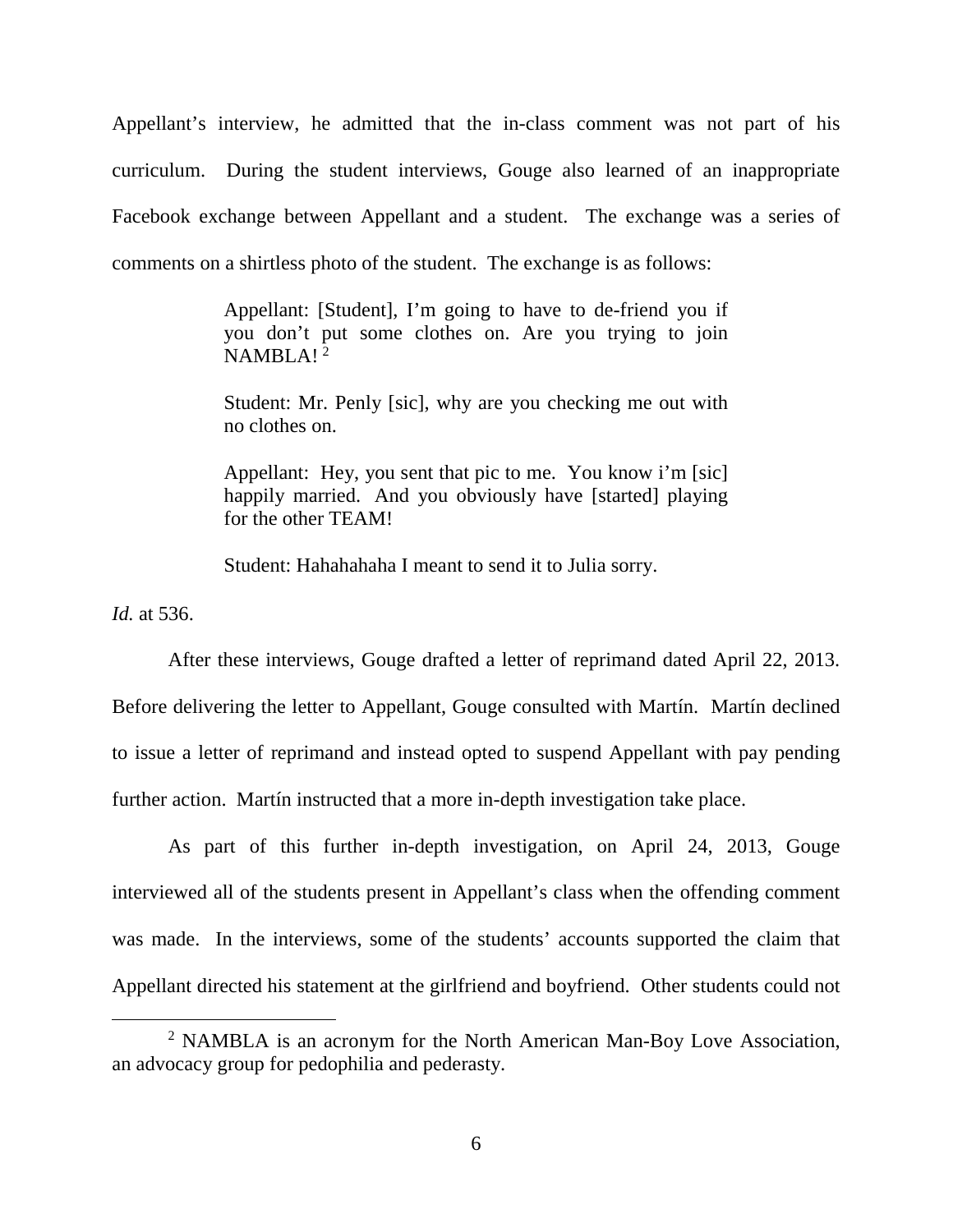Appellant's interview, he admitted that the in-class comment was not part of his curriculum. During the student interviews, Gouge also learned of an inappropriate Facebook exchange between Appellant and a student. The exchange was a series of comments on a shirtless photo of the student. The exchange is as follows:

> Appellant: [Student], I'm going to have to de-friend you if you don't put some clothes on. Are you trying to join NAMBLA! [2]
>
> Student: Mr. Penly [sic], why are you checking me out with no clothes on.
>
> Appellant: Hey, you sent that pic to me. You know i'm [sic] happily married. And you obviously have [started] playing for the other TEAM!
>
> Student: Hahahahaha I meant to send it to Julia sorry.

*Id.* at 536.

After these interviews, Gouge drafted a letter of reprimand dated April 22, 2013. Before delivering the letter to Appellant, Gouge consulted with Martín. Martín declined to issue a letter of reprimand and instead opted to suspend Appellant with pay pending further action. Martín instructed that a more in-depth investigation take place.

As part of this further in-depth investigation, on April 24, 2013, Gouge interviewed all of the students present in Appellant's class when the offending comment was made. In the interviews, some of the students' accounts supported the claim that Appellant directed his statement at the girlfriend and boyfriend. Other students could not

---

[2] NAMBLA is an acronym for the North American Man-Boy Love Association, an advocacy group for pedophilia and pederasty.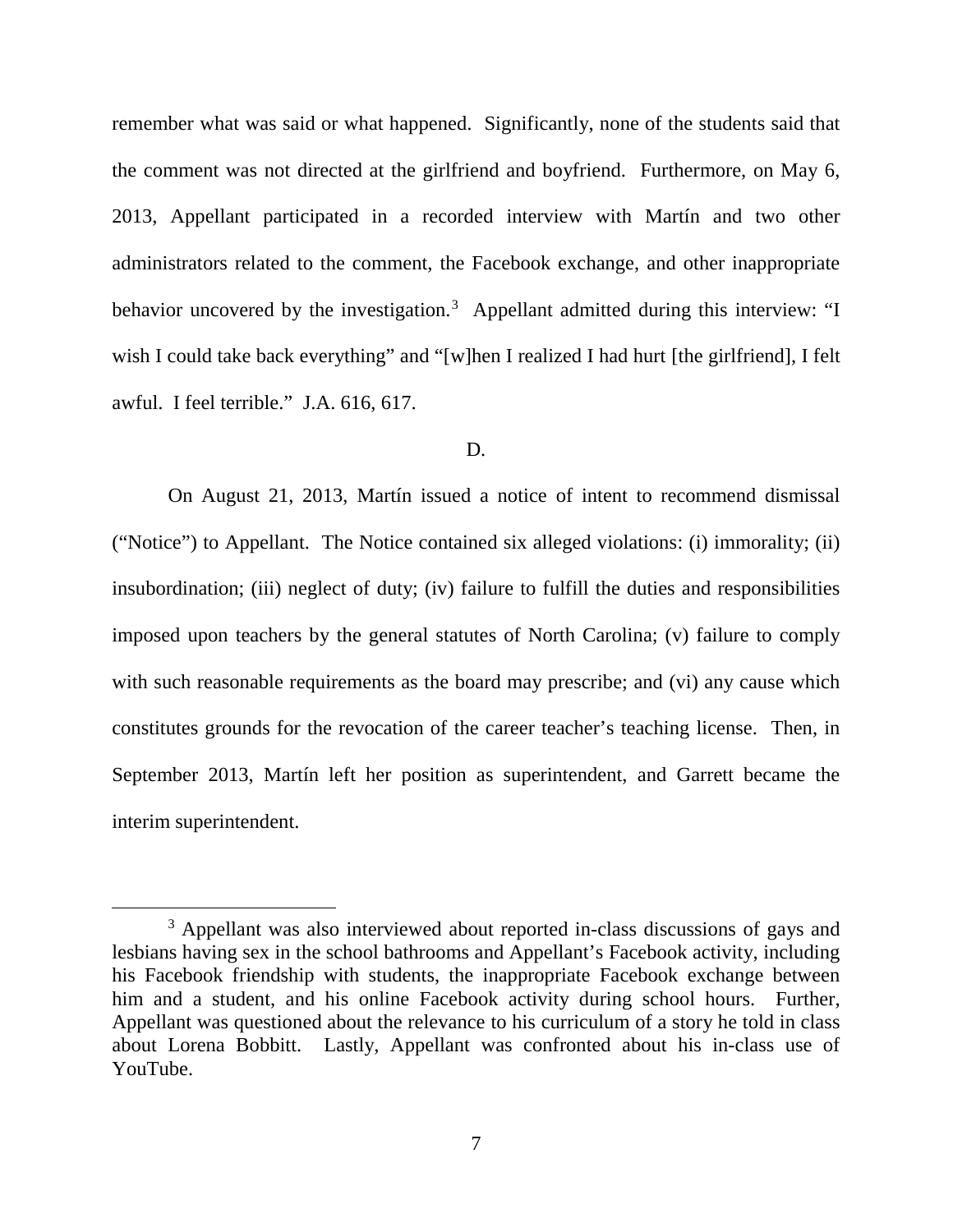remember what was said or what happened. Significantly, none of the students said that the comment was not directed at the girlfriend and boyfriend. Furthermore, on May 6, 2013, Appellant participated in a recorded interview with Martín and two other administrators related to the comment, the Facebook exchange, and other inappropriate behavior uncovered by the investigation.[3] Appellant admitted during this interview: "I wish I could take back everything" and "[w]hen I realized I had hurt [the girlfriend], I felt awful. I feel terrible." J.A. 616, 617.

D.

On August 21, 2013, Martín issued a notice of intent to recommend dismissal ("Notice") to Appellant. The Notice contained six alleged violations: (i) immorality; (ii) insubordination; (iii) neglect of duty; (iv) failure to fulfill the duties and responsibilities imposed upon teachers by the general statutes of North Carolina; (v) failure to comply with such reasonable requirements as the board may prescribe; and (vi) any cause which constitutes grounds for the revocation of the career teacher's teaching license. Then, in September 2013, Martín left her position as superintendent, and Garrett became the interim superintendent.

[3] Appellant was also interviewed about reported in-class discussions of gays and lesbians having sex in the school bathrooms and Appellant's Facebook activity, including his Facebook friendship with students, the inappropriate Facebook exchange between him and a student, and his online Facebook activity during school hours. Further, Appellant was questioned about the relevance to his curriculum of a story he told in class about Lorena Bobbitt. Lastly, Appellant was confronted about his in-class use of YouTube.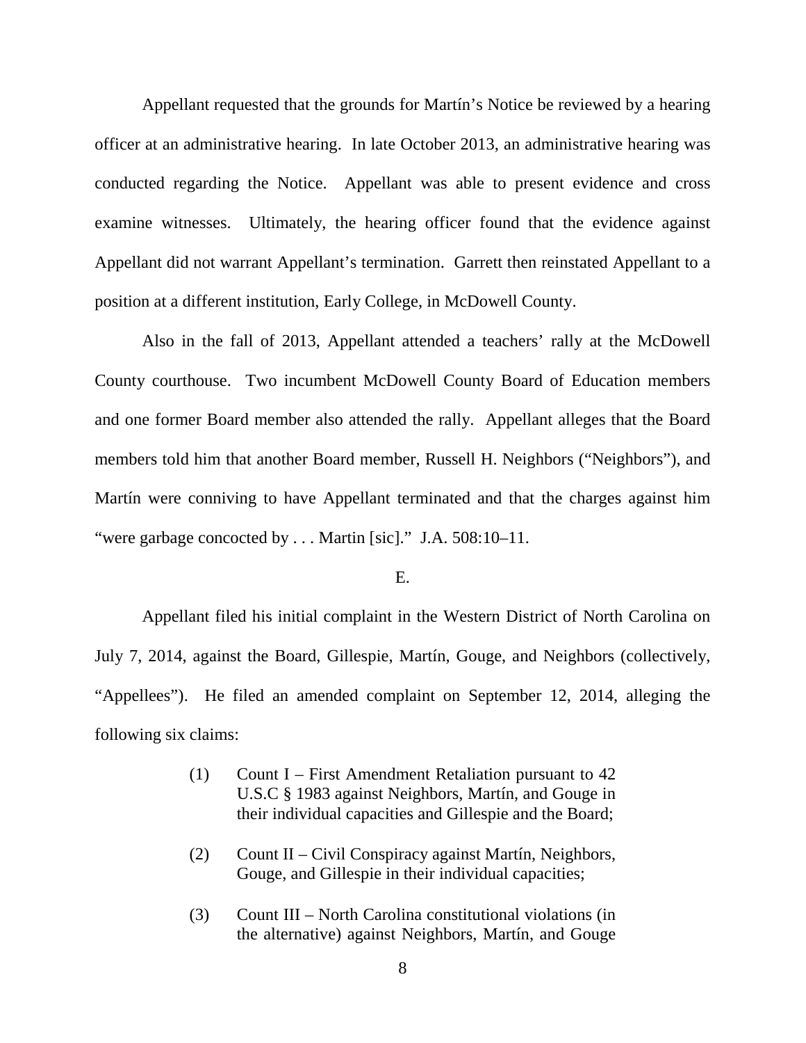Appellant requested that the grounds for Martín's Notice be reviewed by a hearing officer at an administrative hearing. In late October 2013, an administrative hearing was conducted regarding the Notice. Appellant was able to present evidence and cross examine witnesses. Ultimately, the hearing officer found that the evidence against Appellant did not warrant Appellant's termination. Garrett then reinstated Appellant to a position at a different institution, Early College, in McDowell County.

Also in the fall of 2013, Appellant attended a teachers' rally at the McDowell County courthouse. Two incumbent McDowell County Board of Education members and one former Board member also attended the rally. Appellant alleges that the Board members told him that another Board member, Russell H. Neighbors ("Neighbors"), and Martín were conniving to have Appellant terminated and that the charges against him "were garbage concocted by . . . Martin [sic]." J.A. 508:10–11.

E.

Appellant filed his initial complaint in the Western District of North Carolina on July 7, 2014, against the Board, Gillespie, Martín, Gouge, and Neighbors (collectively, "Appellees"). He filed an amended complaint on September 12, 2014, alleging the following six claims:

> (1) Count I – First Amendment Retaliation pursuant to 42 U.S.C § 1983 against Neighbors, Martín, and Gouge in their individual capacities and Gillespie and the Board;
>
> (2) Count II – Civil Conspiracy against Martín, Neighbors, Gouge, and Gillespie in their individual capacities;
>
> (3) Count III – North Carolina constitutional violations (in the alternative) against Neighbors, Martín, and Gouge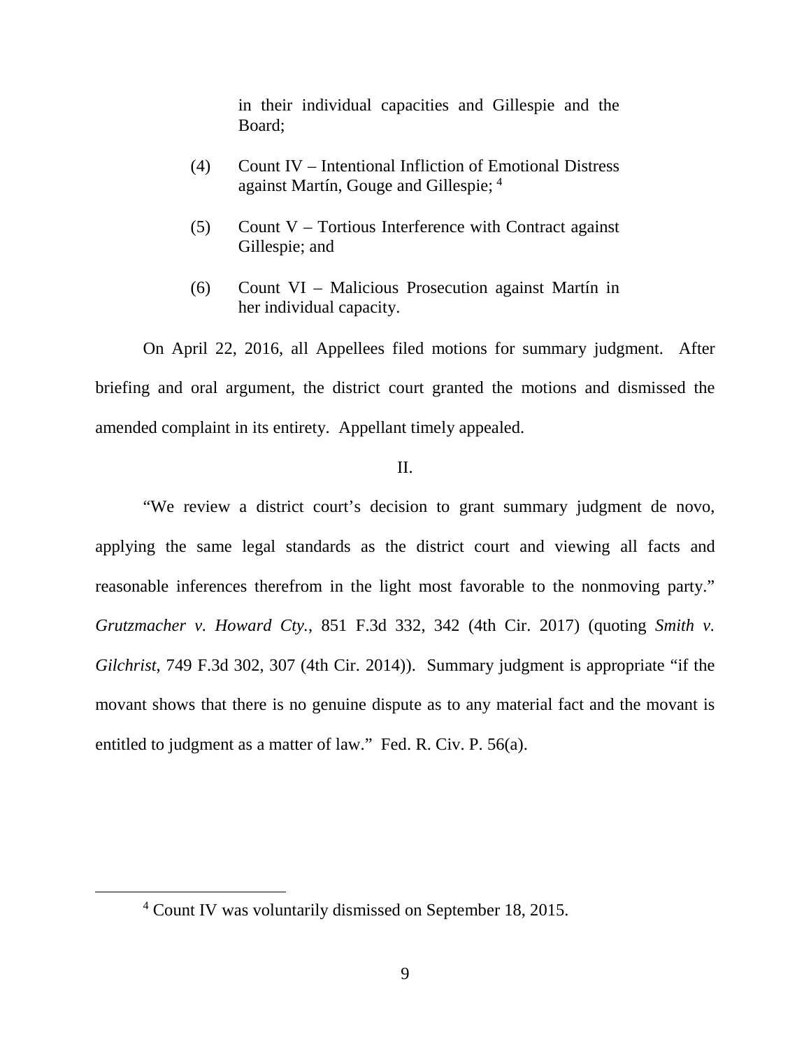in their individual capacities and Gillespie and the Board;

(4) Count IV – Intentional Infliction of Emotional Distress against Martín, Gouge and Gillespie; [4]

(5) Count V – Tortious Interference with Contract against Gillespie; and

(6) Count VI – Malicious Prosecution against Martín in her individual capacity.

On April 22, 2016, all Appellees filed motions for summary judgment. After briefing and oral argument, the district court granted the motions and dismissed the amended complaint in its entirety. Appellant timely appealed.

II.

"We review a district court's decision to grant summary judgment de novo, applying the same legal standards as the district court and viewing all facts and reasonable inferences therefrom in the light most favorable to the nonmoving party." *Grutzmacher v. Howard Cty.*, 851 F.3d 332, 342 (4th Cir. 2017) (quoting *Smith v. Gilchrist*, 749 F.3d 302, 307 (4th Cir. 2014)). Summary judgment is appropriate "if the movant shows that there is no genuine dispute as to any material fact and the movant is entitled to judgment as a matter of law." Fed. R. Civ. P. 56(a).

[4] Count IV was voluntarily dismissed on September 18, 2015.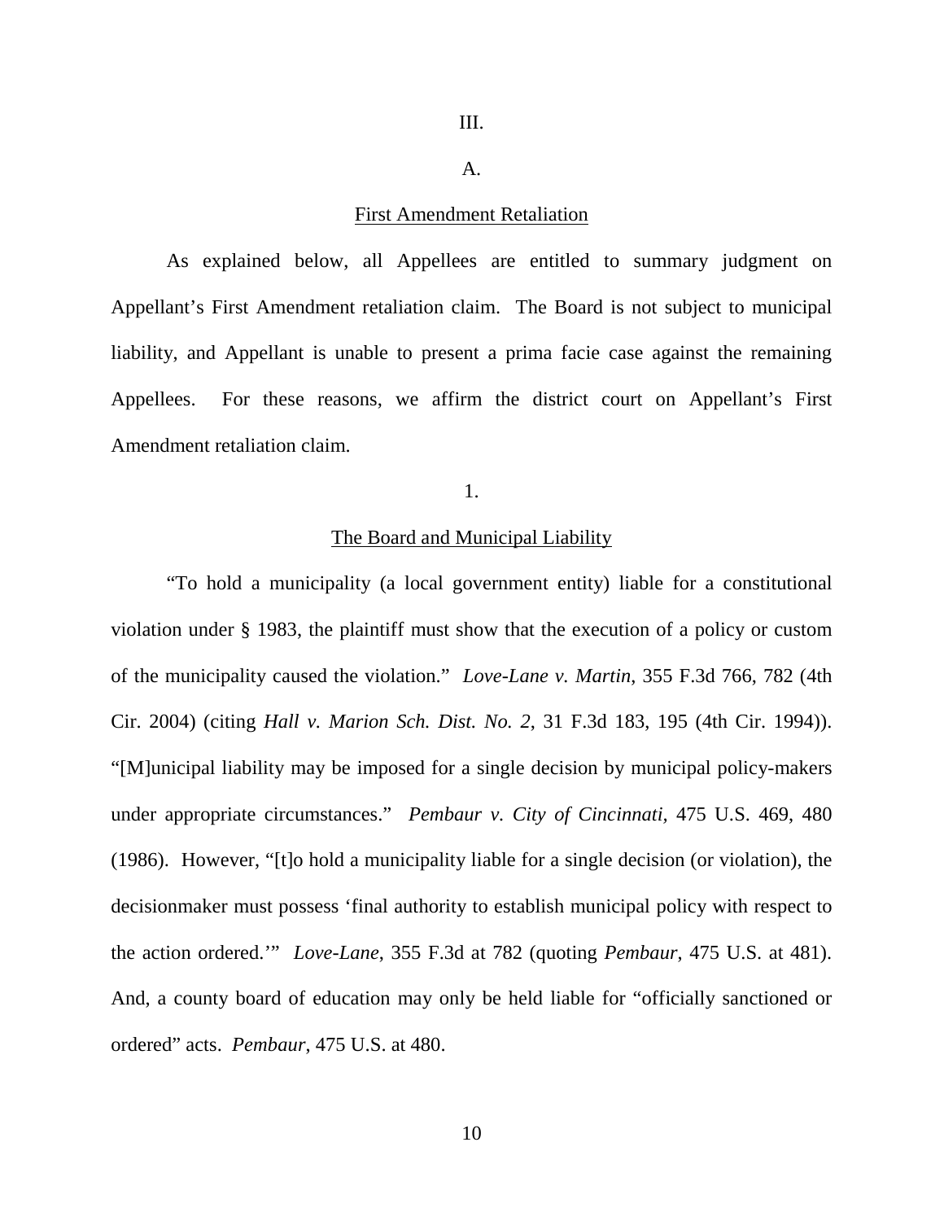III.

A.

First Amendment Retaliation

As explained below, all Appellees are entitled to summary judgment on Appellant's First Amendment retaliation claim. The Board is not subject to municipal liability, and Appellant is unable to present a prima facie case against the remaining Appellees. For these reasons, we affirm the district court on Appellant's First Amendment retaliation claim.

1.

The Board and Municipal Liability

"To hold a municipality (a local government entity) liable for a constitutional violation under § 1983, the plaintiff must show that the execution of a policy or custom of the municipality caused the violation." *Love-Lane v. Martin*, 355 F.3d 766, 782 (4th Cir. 2004) (citing *Hall v. Marion Sch. Dist. No. 2*, 31 F.3d 183, 195 (4th Cir. 1994)). "[M]unicipal liability may be imposed for a single decision by municipal policy-makers under appropriate circumstances." *Pembaur v. City of Cincinnati*, 475 U.S. 469, 480 (1986). However, "[t]o hold a municipality liable for a single decision (or violation), the decisionmaker must possess 'final authority to establish municipal policy with respect to the action ordered.'" *Love-Lane*, 355 F.3d at 782 (quoting *Pembaur*, 475 U.S. at 481). And, a county board of education may only be held liable for "officially sanctioned or ordered" acts. *Pembaur*, 475 U.S. at 480.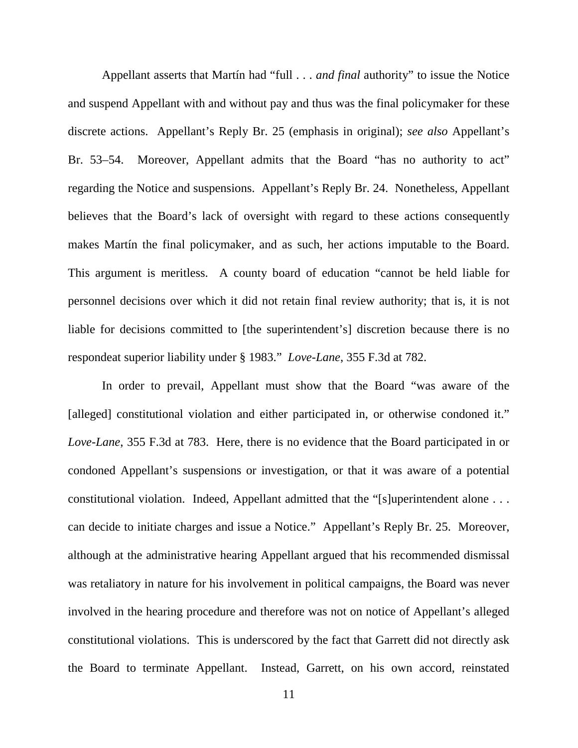Appellant asserts that Martín had "full . . . *and final* authority" to issue the Notice and suspend Appellant with and without pay and thus was the final policymaker for these discrete actions. Appellant's Reply Br. 25 (emphasis in original); *see also* Appellant's Br. 53–54. Moreover, Appellant admits that the Board "has no authority to act" regarding the Notice and suspensions. Appellant's Reply Br. 24. Nonetheless, Appellant believes that the Board's lack of oversight with regard to these actions consequently makes Martín the final policymaker, and as such, her actions imputable to the Board. This argument is meritless. A county board of education "cannot be held liable for personnel decisions over which it did not retain final review authority; that is, it is not liable for decisions committed to [the superintendent's] discretion because there is no respondeat superior liability under § 1983." *Love-Lane*, 355 F.3d at 782.

In order to prevail, Appellant must show that the Board "was aware of the [alleged] constitutional violation and either participated in, or otherwise condoned it." *Love-Lane*, 355 F.3d at 783. Here, there is no evidence that the Board participated in or condoned Appellant's suspensions or investigation, or that it was aware of a potential constitutional violation. Indeed, Appellant admitted that the "[s]uperintendent alone . . . can decide to initiate charges and issue a Notice." Appellant's Reply Br. 25. Moreover, although at the administrative hearing Appellant argued that his recommended dismissal was retaliatory in nature for his involvement in political campaigns, the Board was never involved in the hearing procedure and therefore was not on notice of Appellant's alleged constitutional violations. This is underscored by the fact that Garrett did not directly ask the Board to terminate Appellant. Instead, Garrett, on his own accord, reinstated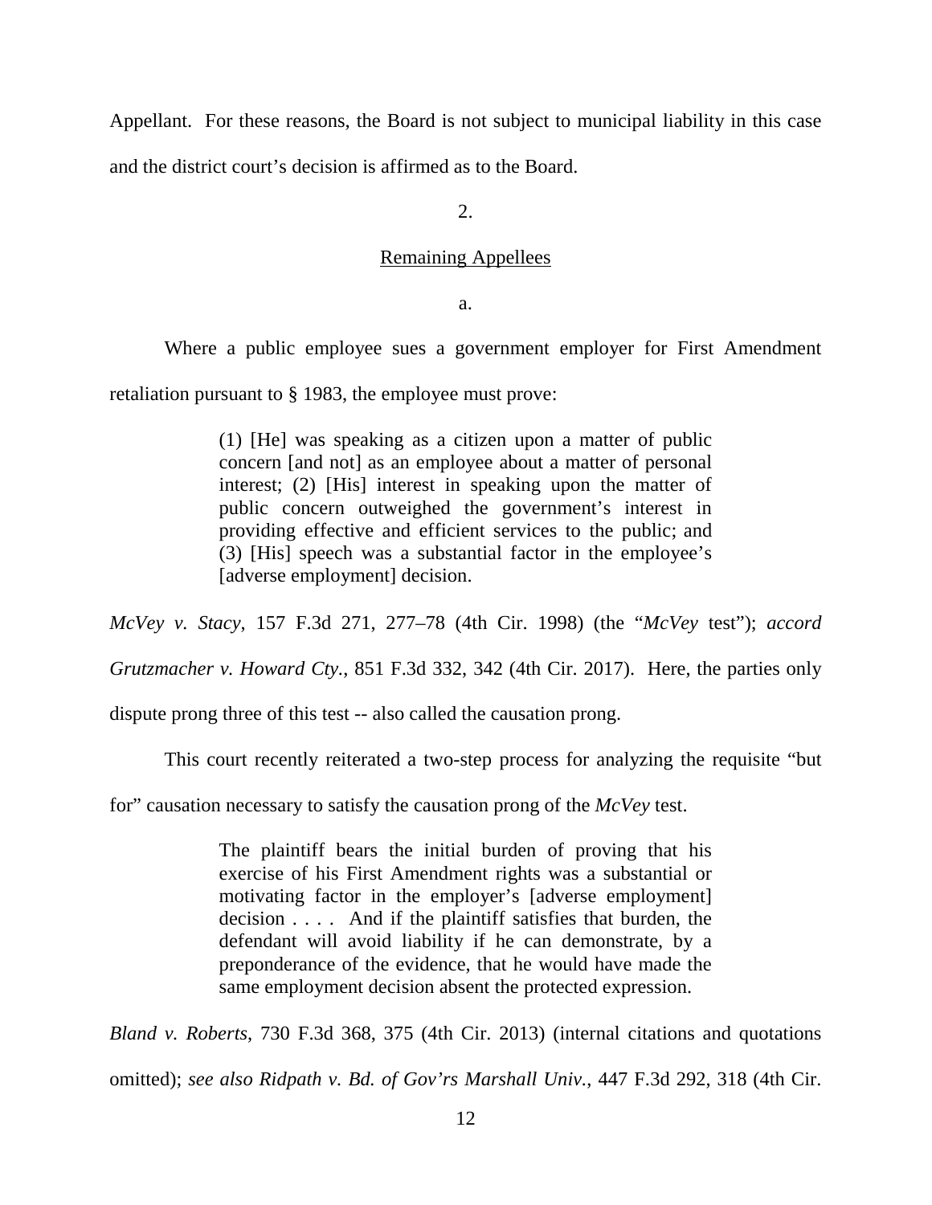Appellant. For these reasons, the Board is not subject to municipal liability in this case and the district court's decision is affirmed as to the Board.

2.

Remaining Appellees

a.

Where a public employee sues a government employer for First Amendment retaliation pursuant to § 1983, the employee must prove:

> (1) [He] was speaking as a citizen upon a matter of public concern [and not] as an employee about a matter of personal interest; (2) [His] interest in speaking upon the matter of public concern outweighed the government's interest in providing effective and efficient services to the public; and (3) [His] speech was a substantial factor in the employee's [adverse employment] decision.

*McVey v. Stacy*, 157 F.3d 271, 277–78 (4th Cir. 1998) (the "*McVey* test"); *accord Grutzmacher v. Howard Cty.*, 851 F.3d 332, 342 (4th Cir. 2017). Here, the parties only dispute prong three of this test -- also called the causation prong.

This court recently reiterated a two-step process for analyzing the requisite "but for" causation necessary to satisfy the causation prong of the *McVey* test.

> The plaintiff bears the initial burden of proving that his exercise of his First Amendment rights was a substantial or motivating factor in the employer's [adverse employment] decision . . . . And if the plaintiff satisfies that burden, the defendant will avoid liability if he can demonstrate, by a preponderance of the evidence, that he would have made the same employment decision absent the protected expression.

*Bland v. Roberts*, 730 F.3d 368, 375 (4th Cir. 2013) (internal citations and quotations omitted); *see also Ridpath v. Bd. of Gov'rs Marshall Univ.*, 447 F.3d 292, 318 (4th Cir.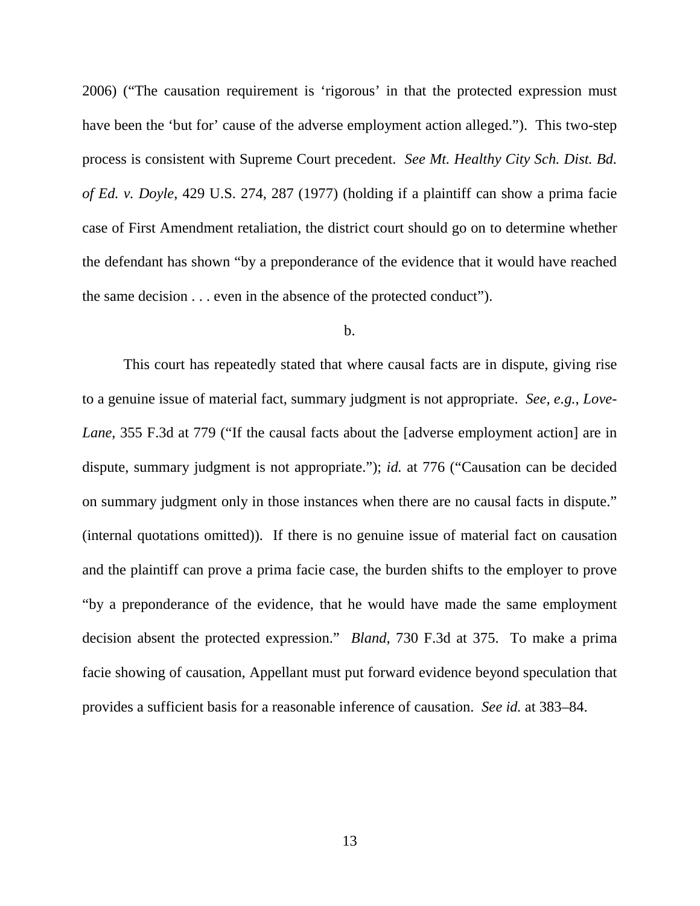2006) ("The causation requirement is 'rigorous' in that the protected expression must have been the 'but for' cause of the adverse employment action alleged."). This two-step process is consistent with Supreme Court precedent. *See Mt. Healthy City Sch. Dist. Bd. of Ed. v. Doyle*, 429 U.S. 274, 287 (1977) (holding if a plaintiff can show a prima facie case of First Amendment retaliation, the district court should go on to determine whether the defendant has shown "by a preponderance of the evidence that it would have reached the same decision . . . even in the absence of the protected conduct").

b.

This court has repeatedly stated that where causal facts are in dispute, giving rise to a genuine issue of material fact, summary judgment is not appropriate. *See, e.g.*, *Love-Lane*, 355 F.3d at 779 ("If the causal facts about the [adverse employment action] are in dispute, summary judgment is not appropriate."); *id.* at 776 ("Causation can be decided on summary judgment only in those instances when there are no causal facts in dispute." (internal quotations omitted)). If there is no genuine issue of material fact on causation and the plaintiff can prove a prima facie case, the burden shifts to the employer to prove "by a preponderance of the evidence, that he would have made the same employment decision absent the protected expression." *Bland*, 730 F.3d at 375. To make a prima facie showing of causation, Appellant must put forward evidence beyond speculation that provides a sufficient basis for a reasonable inference of causation. *See id.* at 383–84.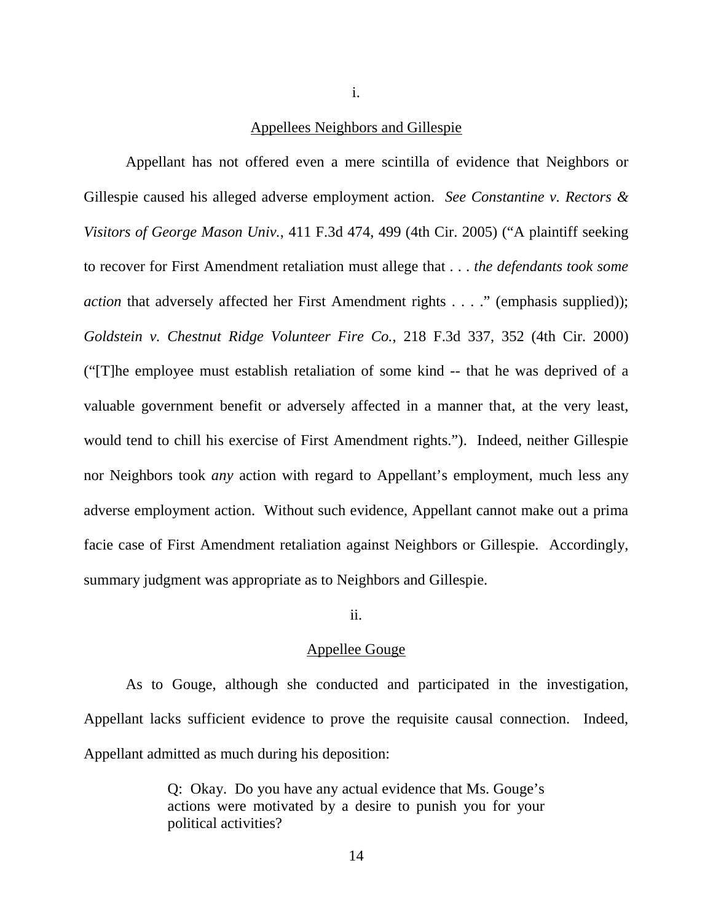i.

<u>Appellees Neighbors and Gillespie</u>

Appellant has not offered even a mere scintilla of evidence that Neighbors or Gillespie caused his alleged adverse employment action. *See Constantine v. Rectors & Visitors of George Mason Univ.*, 411 F.3d 474, 499 (4th Cir. 2005) ("A plaintiff seeking to recover for First Amendment retaliation must allege that . . . *the defendants took some action* that adversely affected her First Amendment rights . . . ." (emphasis supplied)); *Goldstein v. Chestnut Ridge Volunteer Fire Co.*, 218 F.3d 337, 352 (4th Cir. 2000) ("[T]he employee must establish retaliation of some kind -- that he was deprived of a valuable government benefit or adversely affected in a manner that, at the very least, would tend to chill his exercise of First Amendment rights."). Indeed, neither Gillespie nor Neighbors took *any* action with regard to Appellant's employment, much less any adverse employment action. Without such evidence, Appellant cannot make out a prima facie case of First Amendment retaliation against Neighbors or Gillespie. Accordingly, summary judgment was appropriate as to Neighbors and Gillespie.

ii.

<u>Appellee Gouge</u>

As to Gouge, although she conducted and participated in the investigation, Appellant lacks sufficient evidence to prove the requisite causal connection. Indeed, Appellant admitted as much during his deposition:

> Q: Okay. Do you have any actual evidence that Ms. Gouge's actions were motivated by a desire to punish you for your political activities?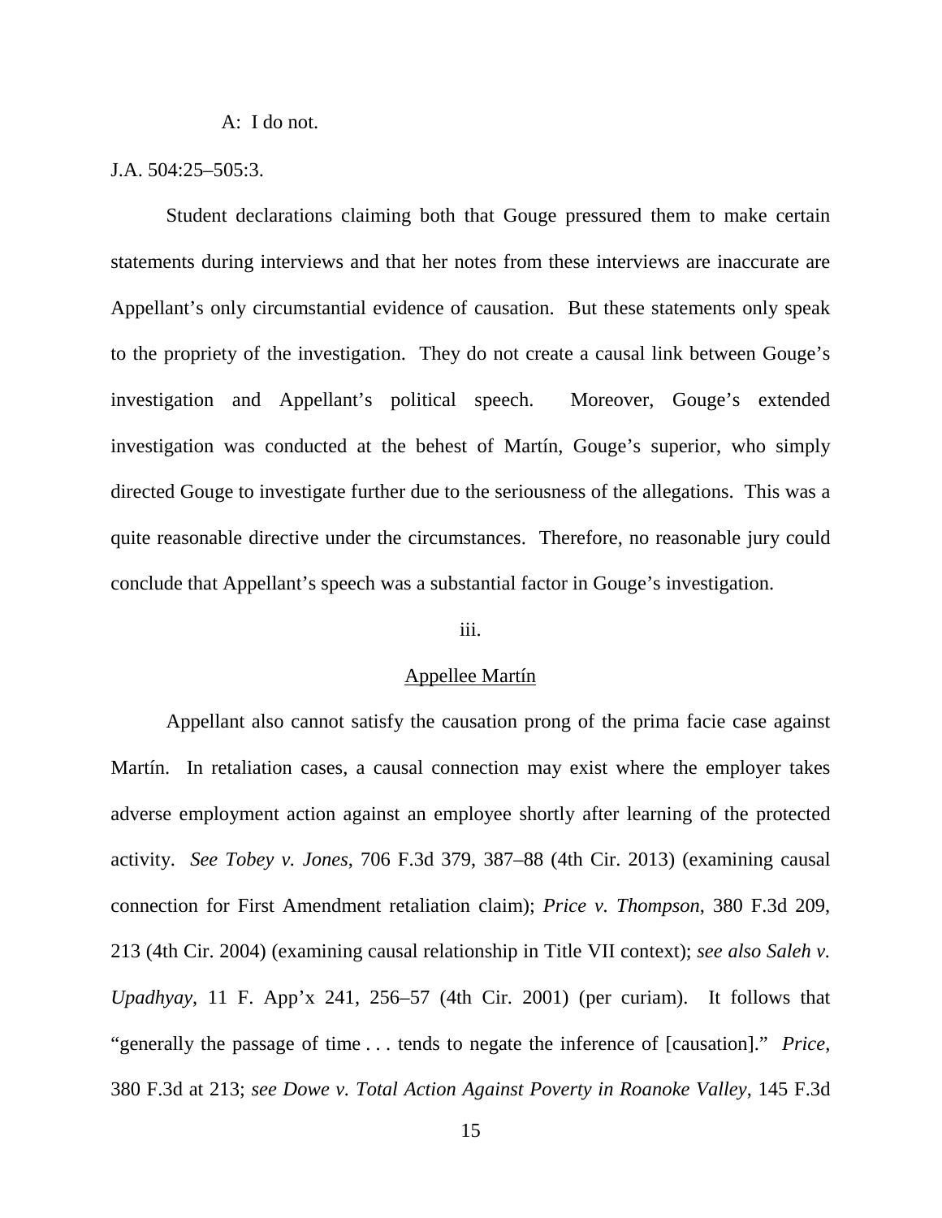A: I do not.

J.A. 504:25–505:3.

Student declarations claiming both that Gouge pressured them to make certain statements during interviews and that her notes from these interviews are inaccurate are Appellant's only circumstantial evidence of causation. But these statements only speak to the propriety of the investigation. They do not create a causal link between Gouge's investigation and Appellant's political speech. Moreover, Gouge's extended investigation was conducted at the behest of Martín, Gouge's superior, who simply directed Gouge to investigate further due to the seriousness of the allegations. This was a quite reasonable directive under the circumstances. Therefore, no reasonable jury could conclude that Appellant's speech was a substantial factor in Gouge's investigation.

iii.

Appellee Martín

Appellant also cannot satisfy the causation prong of the prima facie case against Martín. In retaliation cases, a causal connection may exist where the employer takes adverse employment action against an employee shortly after learning of the protected activity. *See Tobey v. Jones*, 706 F.3d 379, 387–88 (4th Cir. 2013) (examining causal connection for First Amendment retaliation claim); *Price v. Thompson*, 380 F.3d 209, 213 (4th Cir. 2004) (examining causal relationship in Title VII context); *see also Saleh v. Upadhyay*, 11 F. App'x 241, 256–57 (4th Cir. 2001) (per curiam). It follows that "generally the passage of time . . . tends to negate the inference of [causation]." *Price*, 380 F.3d at 213; *see Dowe v. Total Action Against Poverty in Roanoke Valley*, 145 F.3d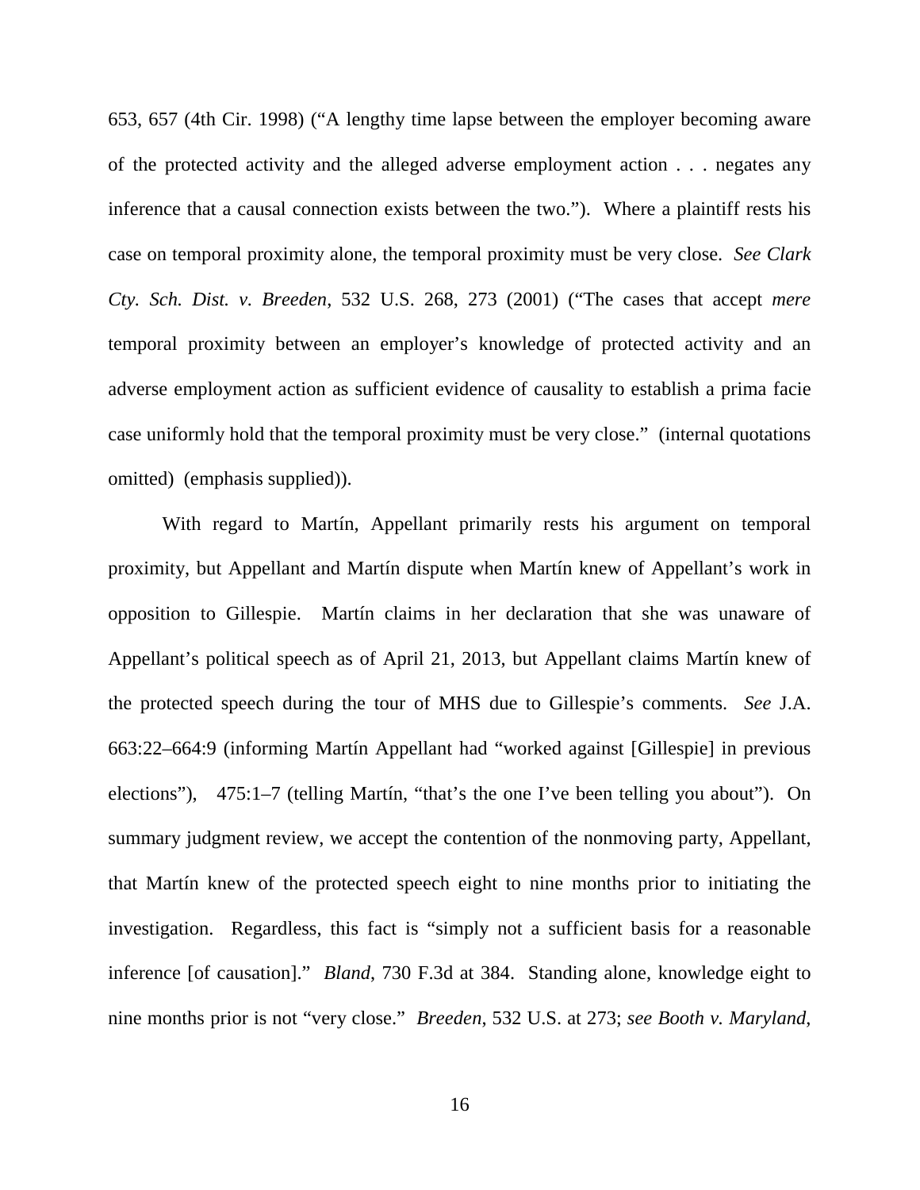653, 657 (4th Cir. 1998) ("A lengthy time lapse between the employer becoming aware of the protected activity and the alleged adverse employment action . . . negates any inference that a causal connection exists between the two."). Where a plaintiff rests his case on temporal proximity alone, the temporal proximity must be very close. *See Clark Cty. Sch. Dist. v. Breeden*, 532 U.S. 268, 273 (2001) ("The cases that accept *mere* temporal proximity between an employer's knowledge of protected activity and an adverse employment action as sufficient evidence of causality to establish a prima facie case uniformly hold that the temporal proximity must be very close." (internal quotations omitted) (emphasis supplied)).

With regard to Martín, Appellant primarily rests his argument on temporal proximity, but Appellant and Martín dispute when Martín knew of Appellant's work in opposition to Gillespie. Martín claims in her declaration that she was unaware of Appellant's political speech as of April 21, 2013, but Appellant claims Martín knew of the protected speech during the tour of MHS due to Gillespie's comments. *See* J.A. 663:22–664:9 (informing Martín Appellant had "worked against [Gillespie] in previous elections"), 475:1–7 (telling Martín, "that's the one I've been telling you about"). On summary judgment review, we accept the contention of the nonmoving party, Appellant, that Martín knew of the protected speech eight to nine months prior to initiating the investigation. Regardless, this fact is "simply not a sufficient basis for a reasonable inference [of causation]." *Bland*, 730 F.3d at 384. Standing alone, knowledge eight to nine months prior is not "very close." *Breeden*, 532 U.S. at 273; *see Booth v. Maryland*,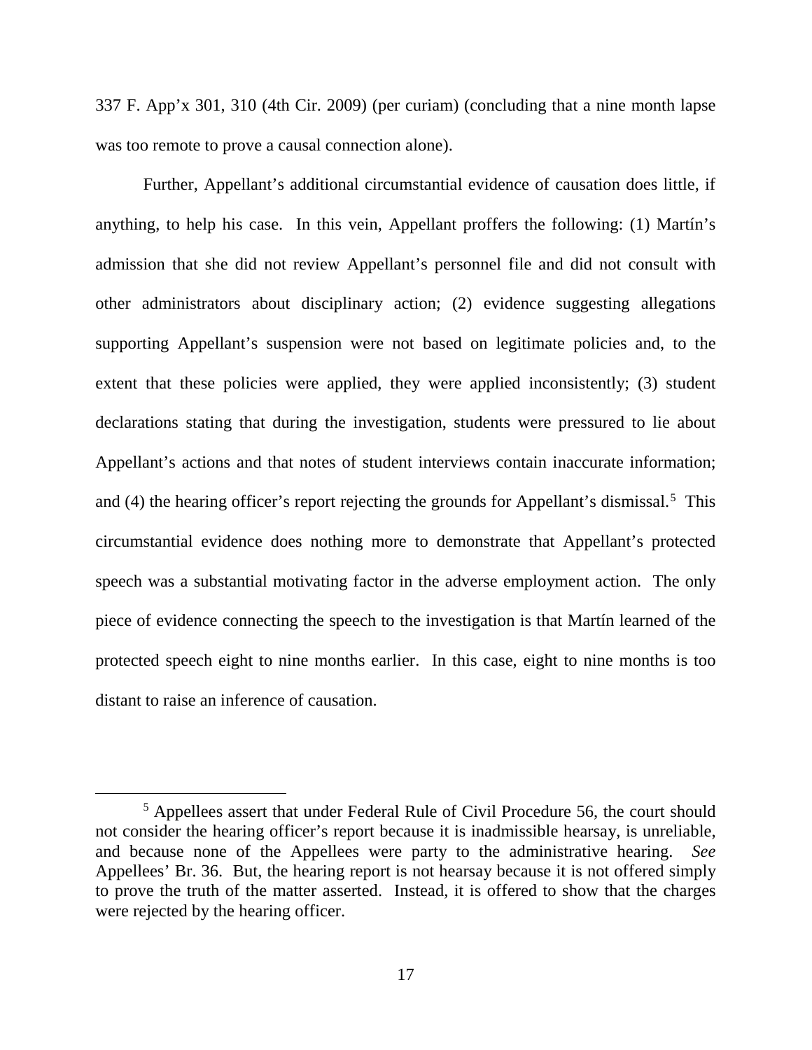337 F. App'x 301, 310 (4th Cir. 2009) (per curiam) (concluding that a nine month lapse was too remote to prove a causal connection alone).

Further, Appellant's additional circumstantial evidence of causation does little, if anything, to help his case. In this vein, Appellant proffers the following: (1) Martín's admission that she did not review Appellant's personnel file and did not consult with other administrators about disciplinary action; (2) evidence suggesting allegations supporting Appellant's suspension were not based on legitimate policies and, to the extent that these policies were applied, they were applied inconsistently; (3) student declarations stating that during the investigation, students were pressured to lie about Appellant's actions and that notes of student interviews contain inaccurate information; and (4) the hearing officer's report rejecting the grounds for Appellant's dismissal.[5] This circumstantial evidence does nothing more to demonstrate that Appellant's protected speech was a substantial motivating factor in the adverse employment action. The only piece of evidence connecting the speech to the investigation is that Martín learned of the protected speech eight to nine months earlier. In this case, eight to nine months is too distant to raise an inference of causation.

[5] Appellees assert that under Federal Rule of Civil Procedure 56, the court should not consider the hearing officer's report because it is inadmissible hearsay, is unreliable, and because none of the Appellees were party to the administrative hearing. *See* Appellees' Br. 36. But, the hearing report is not hearsay because it is not offered simply to prove the truth of the matter asserted. Instead, it is offered to show that the charges were rejected by the hearing officer.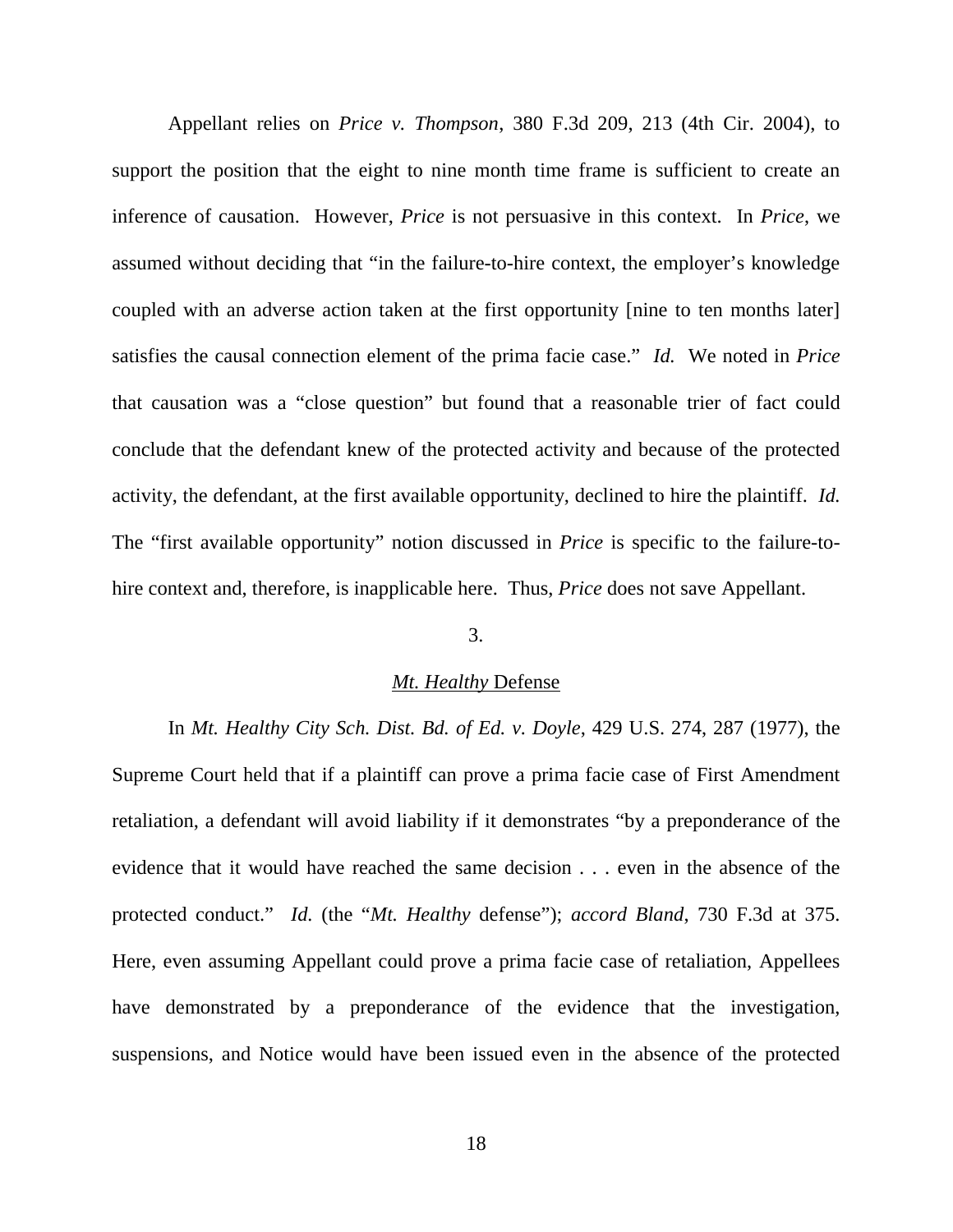Appellant relies on *Price v. Thompson*, 380 F.3d 209, 213 (4th Cir. 2004), to support the position that the eight to nine month time frame is sufficient to create an inference of causation. However, *Price* is not persuasive in this context. In *Price*, we assumed without deciding that "in the failure-to-hire context, the employer's knowledge coupled with an adverse action taken at the first opportunity [nine to ten months later] satisfies the causal connection element of the prima facie case." *Id.* We noted in *Price* that causation was a "close question" but found that a reasonable trier of fact could conclude that the defendant knew of the protected activity and because of the protected activity, the defendant, at the first available opportunity, declined to hire the plaintiff. *Id.* The "first available opportunity" notion discussed in *Price* is specific to the failure-to-hire context and, therefore, is inapplicable here. Thus, *Price* does not save Appellant.

### 3.

### *Mt. Healthy* Defense

In *Mt. Healthy City Sch. Dist. Bd. of Ed. v. Doyle*, 429 U.S. 274, 287 (1977), the Supreme Court held that if a plaintiff can prove a prima facie case of First Amendment retaliation, a defendant will avoid liability if it demonstrates "by a preponderance of the evidence that it would have reached the same decision . . . even in the absence of the protected conduct." *Id.* (the "*Mt. Healthy* defense"); *accord Bland*, 730 F.3d at 375. Here, even assuming Appellant could prove a prima facie case of retaliation, Appellees have demonstrated by a preponderance of the evidence that the investigation, suspensions, and Notice would have been issued even in the absence of the protected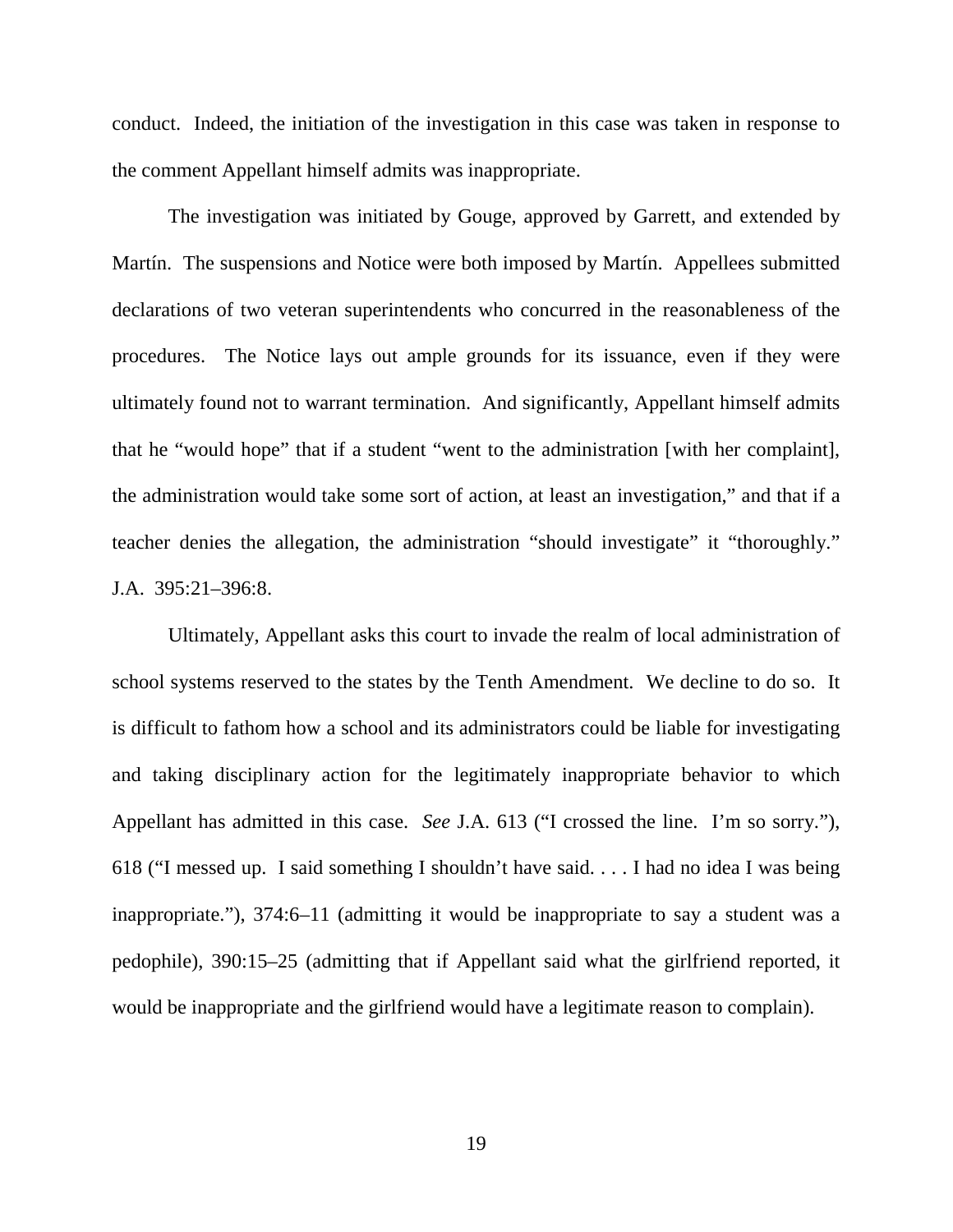conduct. Indeed, the initiation of the investigation in this case was taken in response to the comment Appellant himself admits was inappropriate.

The investigation was initiated by Gouge, approved by Garrett, and extended by Martín. The suspensions and Notice were both imposed by Martín. Appellees submitted declarations of two veteran superintendents who concurred in the reasonableness of the procedures. The Notice lays out ample grounds for its issuance, even if they were ultimately found not to warrant termination. And significantly, Appellant himself admits that he "would hope" that if a student "went to the administration [with her complaint], the administration would take some sort of action, at least an investigation," and that if a teacher denies the allegation, the administration "should investigate" it "thoroughly." J.A. 395:21–396:8.

Ultimately, Appellant asks this court to invade the realm of local administration of school systems reserved to the states by the Tenth Amendment. We decline to do so. It is difficult to fathom how a school and its administrators could be liable for investigating and taking disciplinary action for the legitimately inappropriate behavior to which Appellant has admitted in this case. *See* J.A. 613 ("I crossed the line. I'm so sorry."), 618 ("I messed up. I said something I shouldn't have said. . . . I had no idea I was being inappropriate."), 374:6–11 (admitting it would be inappropriate to say a student was a pedophile), 390:15–25 (admitting that if Appellant said what the girlfriend reported, it would be inappropriate and the girlfriend would have a legitimate reason to complain).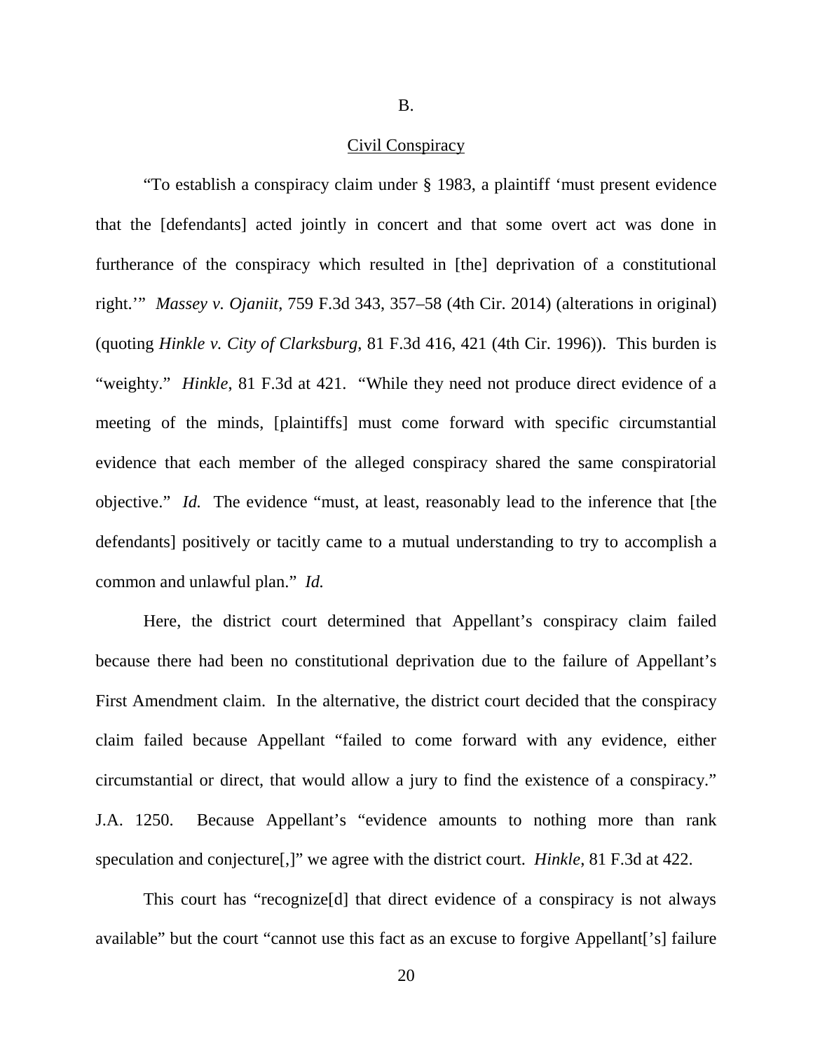B.

Civil Conspiracy

"To establish a conspiracy claim under § 1983, a plaintiff 'must present evidence that the [defendants] acted jointly in concert and that some overt act was done in furtherance of the conspiracy which resulted in [the] deprivation of a constitutional right.'" *Massey v. Ojaniit*, 759 F.3d 343, 357–58 (4th Cir. 2014) (alterations in original) (quoting *Hinkle v. City of Clarksburg*, 81 F.3d 416, 421 (4th Cir. 1996)). This burden is "weighty." *Hinkle*, 81 F.3d at 421. "While they need not produce direct evidence of a meeting of the minds, [plaintiffs] must come forward with specific circumstantial evidence that each member of the alleged conspiracy shared the same conspiratorial objective." *Id.* The evidence "must, at least, reasonably lead to the inference that [the defendants] positively or tacitly came to a mutual understanding to try to accomplish a common and unlawful plan." *Id.*

Here, the district court determined that Appellant's conspiracy claim failed because there had been no constitutional deprivation due to the failure of Appellant's First Amendment claim. In the alternative, the district court decided that the conspiracy claim failed because Appellant "failed to come forward with any evidence, either circumstantial or direct, that would allow a jury to find the existence of a conspiracy." J.A. 1250. Because Appellant's "evidence amounts to nothing more than rank speculation and conjecture[,]" we agree with the district court. *Hinkle*, 81 F.3d at 422.

This court has "recognize[d] that direct evidence of a conspiracy is not always available" but the court "cannot use this fact as an excuse to forgive Appellant['s] failure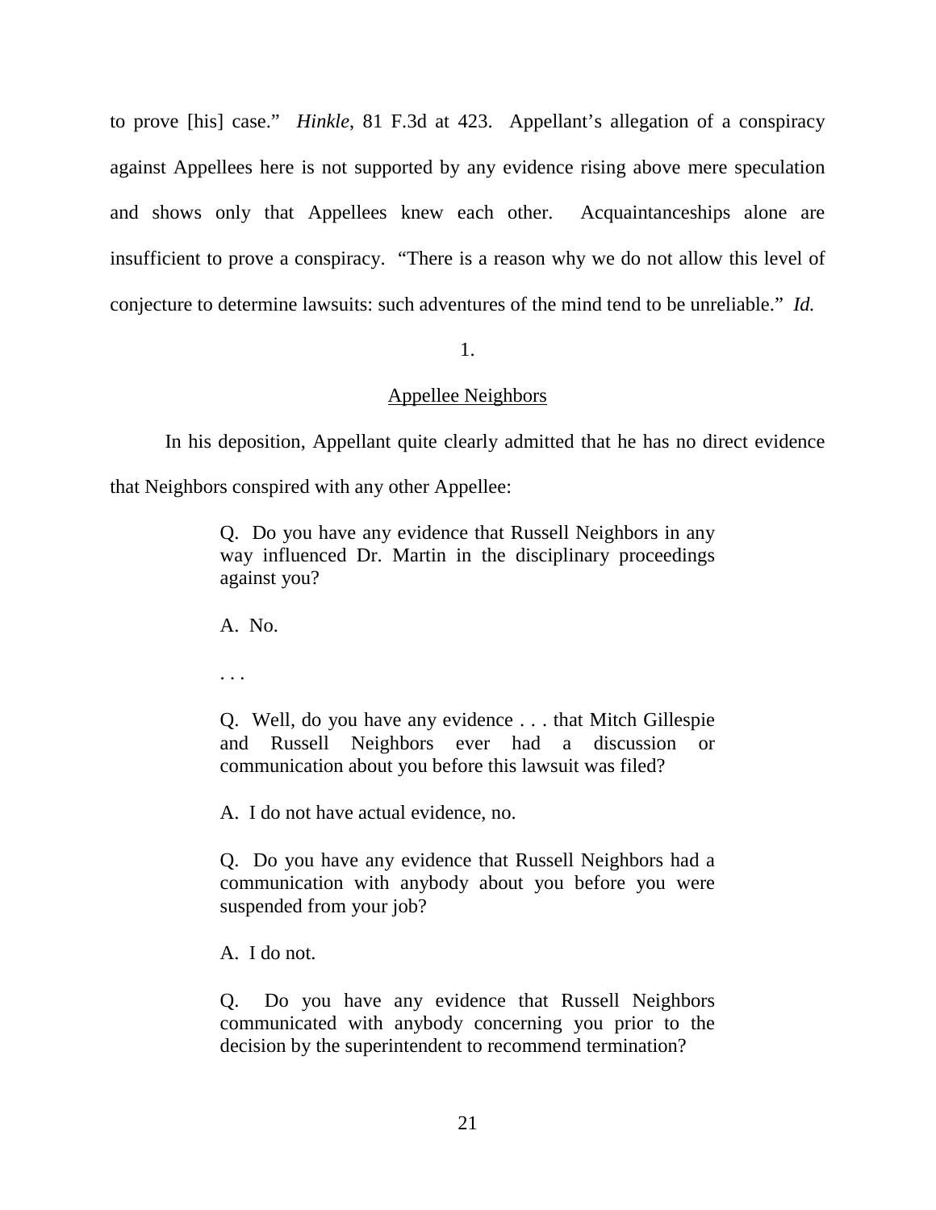to prove [his] case." *Hinkle*, 81 F.3d at 423. Appellant's allegation of a conspiracy against Appellees here is not supported by any evidence rising above mere speculation and shows only that Appellees knew each other. Acquaintanceships alone are insufficient to prove a conspiracy. "There is a reason why we do not allow this level of conjecture to determine lawsuits: such adventures of the mind tend to be unreliable." *Id.*

1.

Appellee Neighbors

In his deposition, Appellant quite clearly admitted that he has no direct evidence that Neighbors conspired with any other Appellee:

> Q. Do you have any evidence that Russell Neighbors in any way influenced Dr. Martin in the disciplinary proceedings against you?
>
> A. No.
>
> . . .
>
> Q. Well, do you have any evidence . . . that Mitch Gillespie and Russell Neighbors ever had a discussion or communication about you before this lawsuit was filed?
>
> A. I do not have actual evidence, no.
>
> Q. Do you have any evidence that Russell Neighbors had a communication with anybody about you before you were suspended from your job?
>
> A. I do not.
>
> Q. Do you have any evidence that Russell Neighbors communicated with anybody concerning you prior to the decision by the superintendent to recommend termination?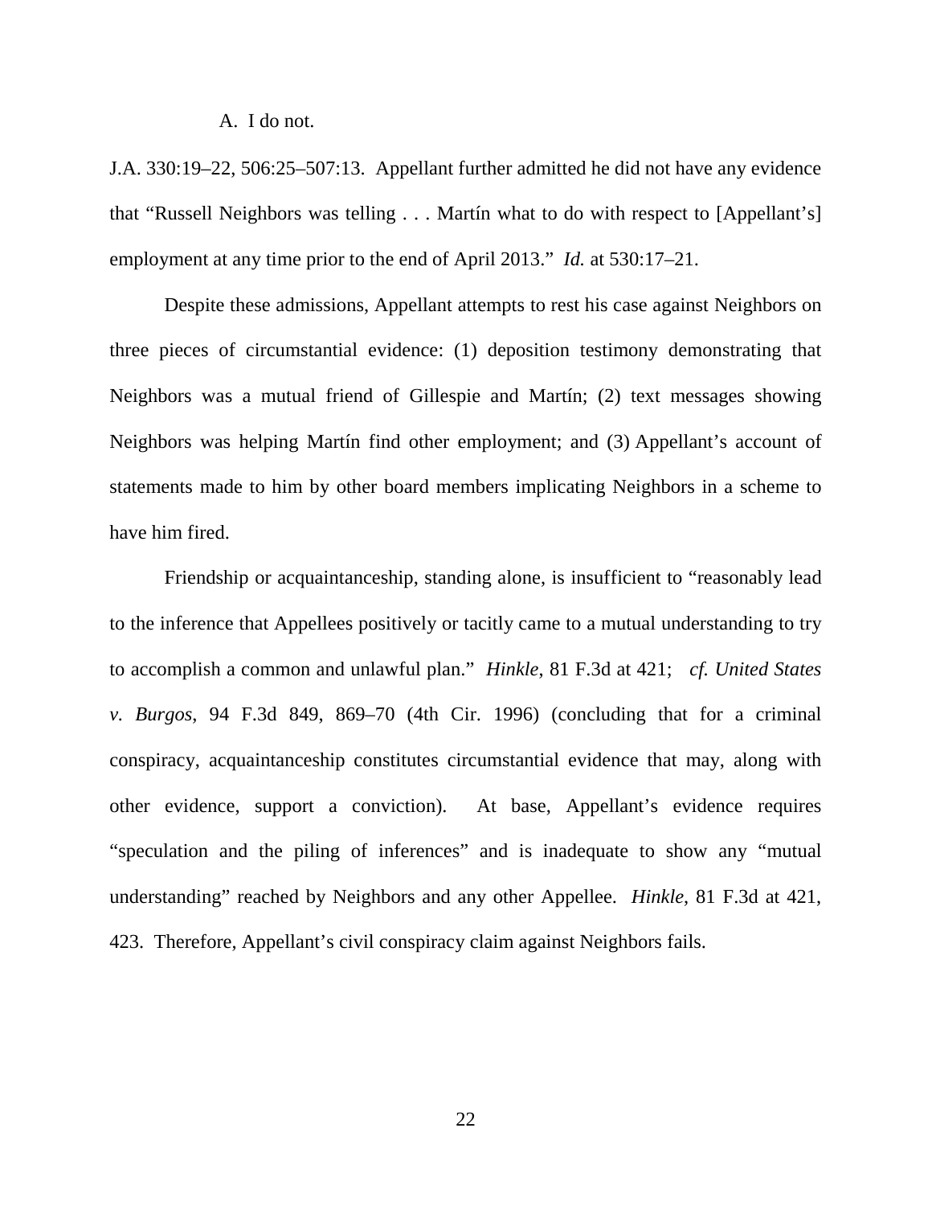A. I do not.

J.A. 330:19–22, 506:25–507:13. Appellant further admitted he did not have any evidence that "Russell Neighbors was telling . . . Martín what to do with respect to [Appellant's] employment at any time prior to the end of April 2013." *Id.* at 530:17–21.

Despite these admissions, Appellant attempts to rest his case against Neighbors on three pieces of circumstantial evidence: (1) deposition testimony demonstrating that Neighbors was a mutual friend of Gillespie and Martín; (2) text messages showing Neighbors was helping Martín find other employment; and (3) Appellant's account of statements made to him by other board members implicating Neighbors in a scheme to have him fired.

Friendship or acquaintanceship, standing alone, is insufficient to "reasonably lead to the inference that Appellees positively or tacitly came to a mutual understanding to try to accomplish a common and unlawful plan." *Hinkle*, 81 F.3d at 421; *cf. United States v. Burgos*, 94 F.3d 849, 869–70 (4th Cir. 1996) (concluding that for a criminal conspiracy, acquaintanceship constitutes circumstantial evidence that may, along with other evidence, support a conviction). At base, Appellant's evidence requires "speculation and the piling of inferences" and is inadequate to show any "mutual understanding" reached by Neighbors and any other Appellee. *Hinkle*, 81 F.3d at 421, 423. Therefore, Appellant's civil conspiracy claim against Neighbors fails.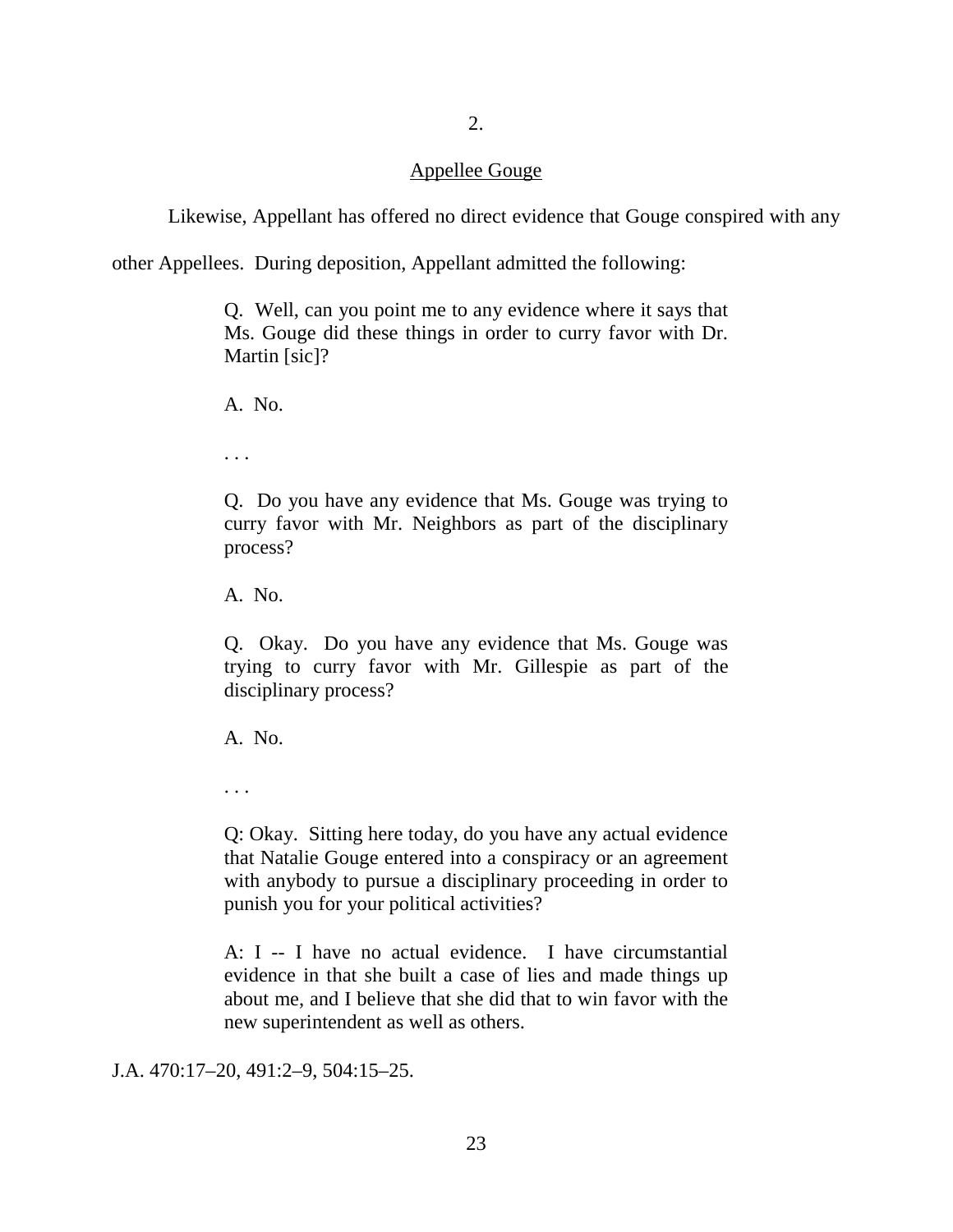2.

Appellee Gouge

Likewise, Appellant has offered no direct evidence that Gouge conspired with any other Appellees. During deposition, Appellant admitted the following:

> Q. Well, can you point me to any evidence where it says that Ms. Gouge did these things in order to curry favor with Dr. Martin [sic]?
>
> A. No.
>
> . . .
>
> Q. Do you have any evidence that Ms. Gouge was trying to curry favor with Mr. Neighbors as part of the disciplinary process?
>
> A. No.
>
> Q. Okay. Do you have any evidence that Ms. Gouge was trying to curry favor with Mr. Gillespie as part of the disciplinary process?
>
> A. No.
>
> . . .
>
> Q: Okay. Sitting here today, do you have any actual evidence that Natalie Gouge entered into a conspiracy or an agreement with anybody to pursue a disciplinary proceeding in order to punish you for your political activities?
>
> A: I -- I have no actual evidence. I have circumstantial evidence in that she built a case of lies and made things up about me, and I believe that she did that to win favor with the new superintendent as well as others.

J.A. 470:17–20, 491:2–9, 504:15–25.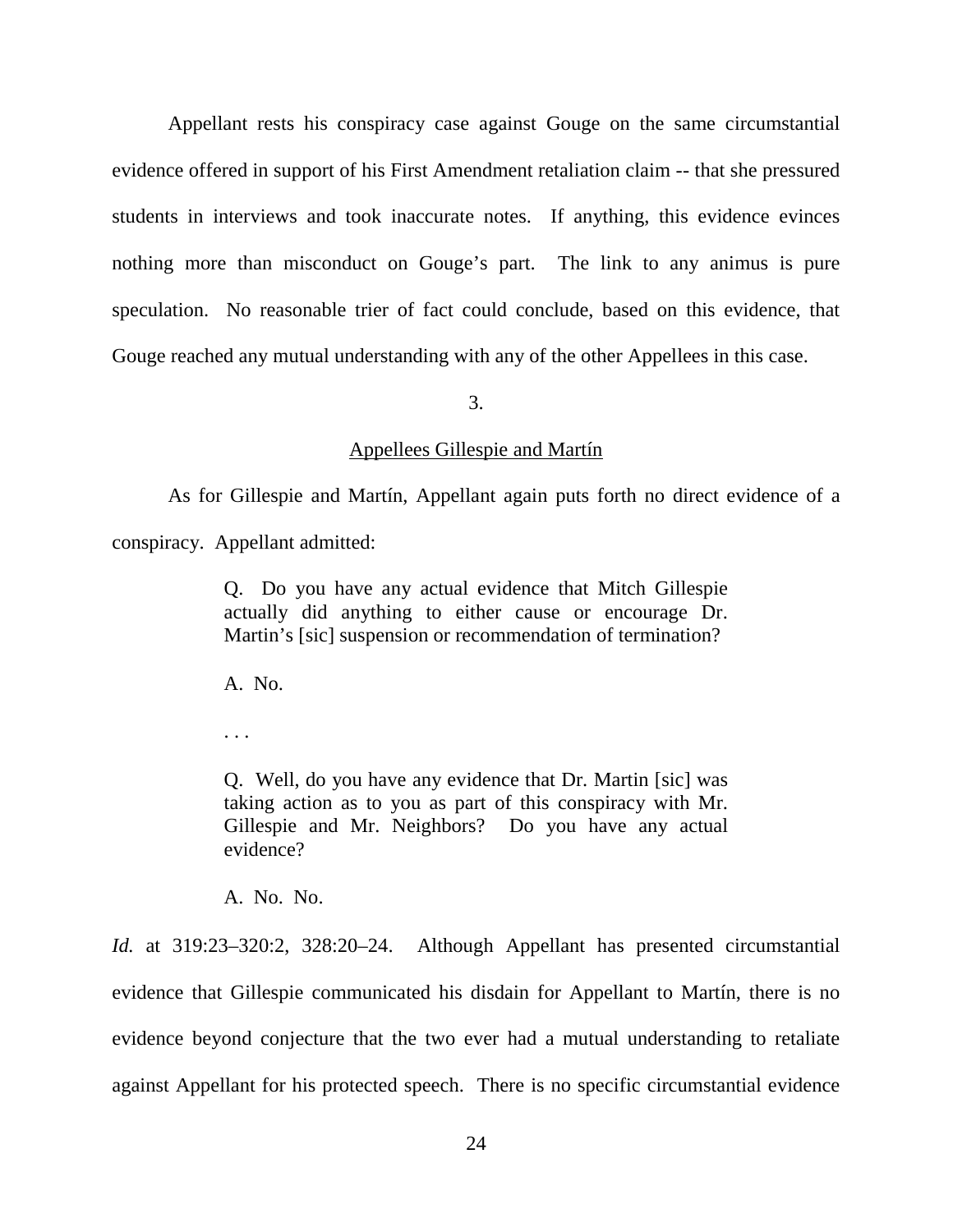Appellant rests his conspiracy case against Gouge on the same circumstantial evidence offered in support of his First Amendment retaliation claim -- that she pressured students in interviews and took inaccurate notes. If anything, this evidence evinces nothing more than misconduct on Gouge's part. The link to any animus is pure speculation. No reasonable trier of fact could conclude, based on this evidence, that Gouge reached any mutual understanding with any of the other Appellees in this case.

3.

Appellees Gillespie and Martín

As for Gillespie and Martín, Appellant again puts forth no direct evidence of a conspiracy. Appellant admitted:

> Q. Do you have any actual evidence that Mitch Gillespie actually did anything to either cause or encourage Dr. Martin's [sic] suspension or recommendation of termination?
>
> A. No.
>
> . . .
>
> Q. Well, do you have any evidence that Dr. Martin [sic] was taking action as to you as part of this conspiracy with Mr. Gillespie and Mr. Neighbors? Do you have any actual evidence?
>
> A. No. No.

*Id.* at 319:23–320:2, 328:20–24. Although Appellant has presented circumstantial evidence that Gillespie communicated his disdain for Appellant to Martín, there is no evidence beyond conjecture that the two ever had a mutual understanding to retaliate against Appellant for his protected speech. There is no specific circumstantial evidence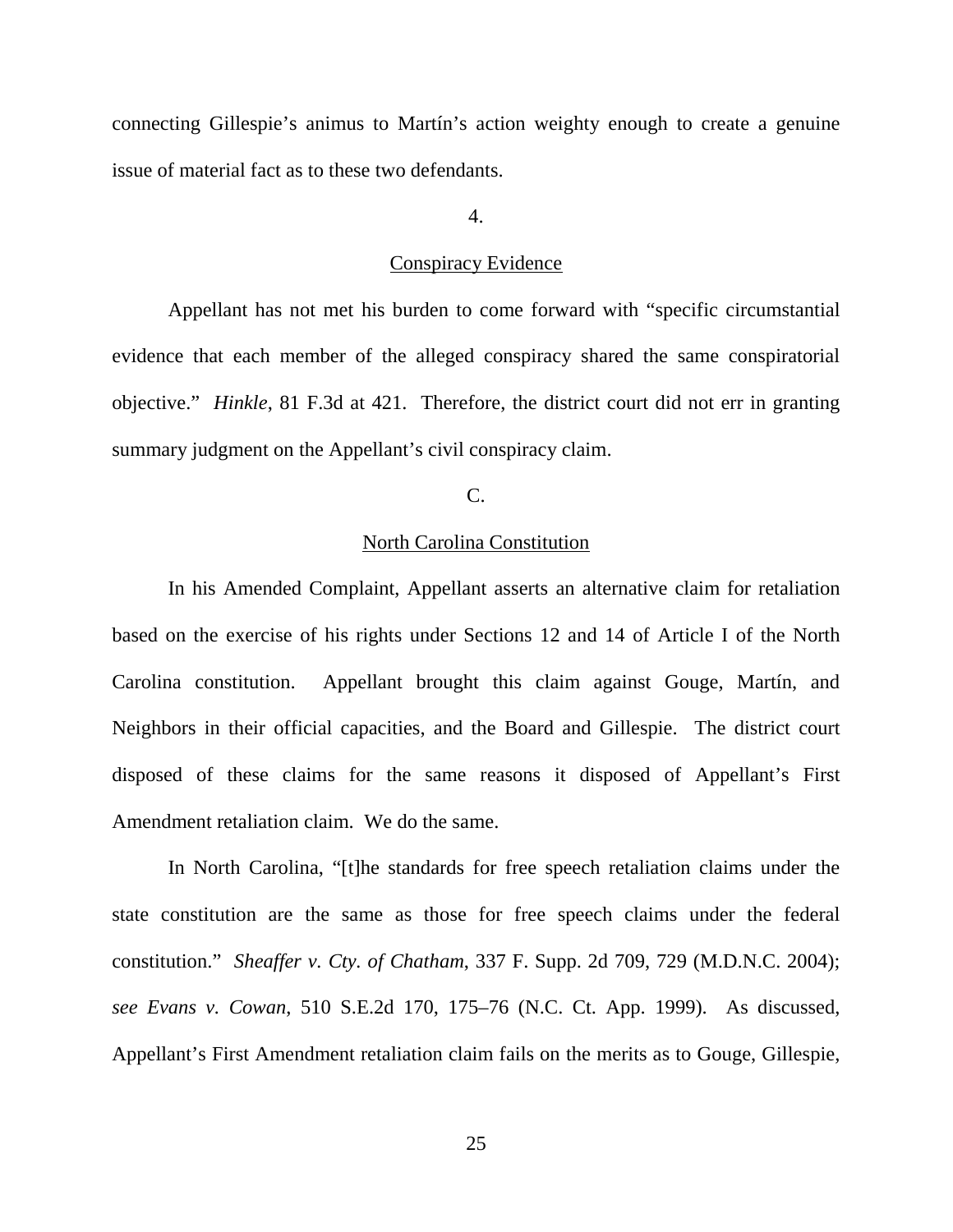connecting Gillespie's animus to Martín's action weighty enough to create a genuine issue of material fact as to these two defendants.

4.

Conspiracy Evidence

Appellant has not met his burden to come forward with "specific circumstantial evidence that each member of the alleged conspiracy shared the same conspiratorial objective." *Hinkle*, 81 F.3d at 421. Therefore, the district court did not err in granting summary judgment on the Appellant's civil conspiracy claim.

C.

North Carolina Constitution

In his Amended Complaint, Appellant asserts an alternative claim for retaliation based on the exercise of his rights under Sections 12 and 14 of Article I of the North Carolina constitution. Appellant brought this claim against Gouge, Martín, and Neighbors in their official capacities, and the Board and Gillespie. The district court disposed of these claims for the same reasons it disposed of Appellant's First Amendment retaliation claim. We do the same.

In North Carolina, "[t]he standards for free speech retaliation claims under the state constitution are the same as those for free speech claims under the federal constitution." *Sheaffer v. Cty. of Chatham*, 337 F. Supp. 2d 709, 729 (M.D.N.C. 2004); *see Evans v. Cowan*, 510 S.E.2d 170, 175–76 (N.C. Ct. App. 1999). As discussed, Appellant's First Amendment retaliation claim fails on the merits as to Gouge, Gillespie,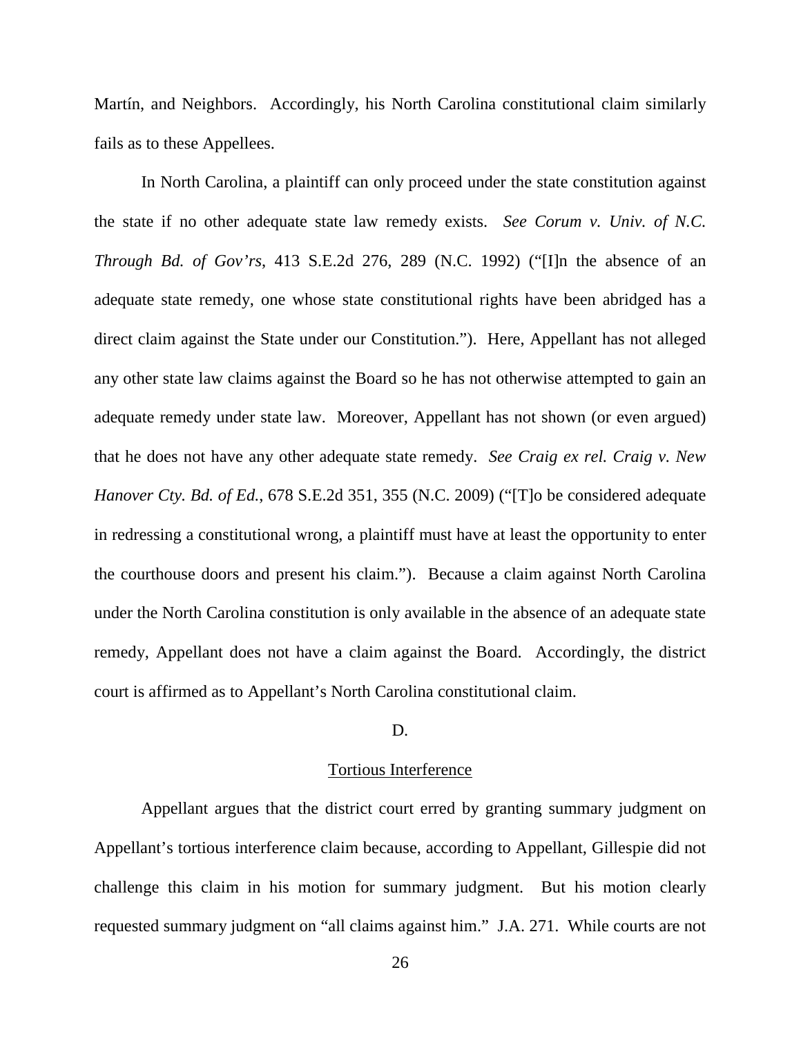Martín, and Neighbors. Accordingly, his North Carolina constitutional claim similarly fails as to these Appellees.

In North Carolina, a plaintiff can only proceed under the state constitution against the state if no other adequate state law remedy exists. *See Corum v. Univ. of N.C. Through Bd. of Gov'rs*, 413 S.E.2d 276, 289 (N.C. 1992) ("[I]n the absence of an adequate state remedy, one whose state constitutional rights have been abridged has a direct claim against the State under our Constitution."). Here, Appellant has not alleged any other state law claims against the Board so he has not otherwise attempted to gain an adequate remedy under state law. Moreover, Appellant has not shown (or even argued) that he does not have any other adequate state remedy. *See Craig ex rel. Craig v. New Hanover Cty. Bd. of Ed.*, 678 S.E.2d 351, 355 (N.C. 2009) ("[T]o be considered adequate in redressing a constitutional wrong, a plaintiff must have at least the opportunity to enter the courthouse doors and present his claim."). Because a claim against North Carolina under the North Carolina constitution is only available in the absence of an adequate state remedy, Appellant does not have a claim against the Board. Accordingly, the district court is affirmed as to Appellant's North Carolina constitutional claim.

### D.

### Tortious Interference

Appellant argues that the district court erred by granting summary judgment on Appellant's tortious interference claim because, according to Appellant, Gillespie did not challenge this claim in his motion for summary judgment. But his motion clearly requested summary judgment on "all claims against him." J.A. 271. While courts are not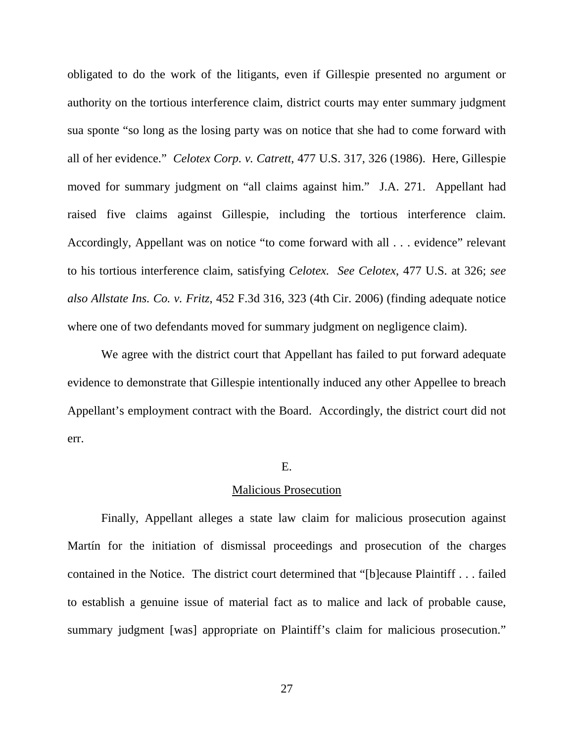obligated to do the work of the litigants, even if Gillespie presented no argument or authority on the tortious interference claim, district courts may enter summary judgment sua sponte "so long as the losing party was on notice that she had to come forward with all of her evidence." *Celotex Corp. v. Catrett*, 477 U.S. 317, 326 (1986). Here, Gillespie moved for summary judgment on "all claims against him." J.A. 271. Appellant had raised five claims against Gillespie, including the tortious interference claim. Accordingly, Appellant was on notice "to come forward with all . . . evidence" relevant to his tortious interference claim, satisfying *Celotex. See Celotex*, 477 U.S. at 326; *see also Allstate Ins. Co. v. Fritz*, 452 F.3d 316, 323 (4th Cir. 2006) (finding adequate notice where one of two defendants moved for summary judgment on negligence claim).

We agree with the district court that Appellant has failed to put forward adequate evidence to demonstrate that Gillespie intentionally induced any other Appellee to breach Appellant's employment contract with the Board. Accordingly, the district court did not err.

### E.

### Malicious Prosecution

Finally, Appellant alleges a state law claim for malicious prosecution against Martín for the initiation of dismissal proceedings and prosecution of the charges contained in the Notice. The district court determined that "[b]ecause Plaintiff . . . failed to establish a genuine issue of material fact as to malice and lack of probable cause, summary judgment [was] appropriate on Plaintiff's claim for malicious prosecution."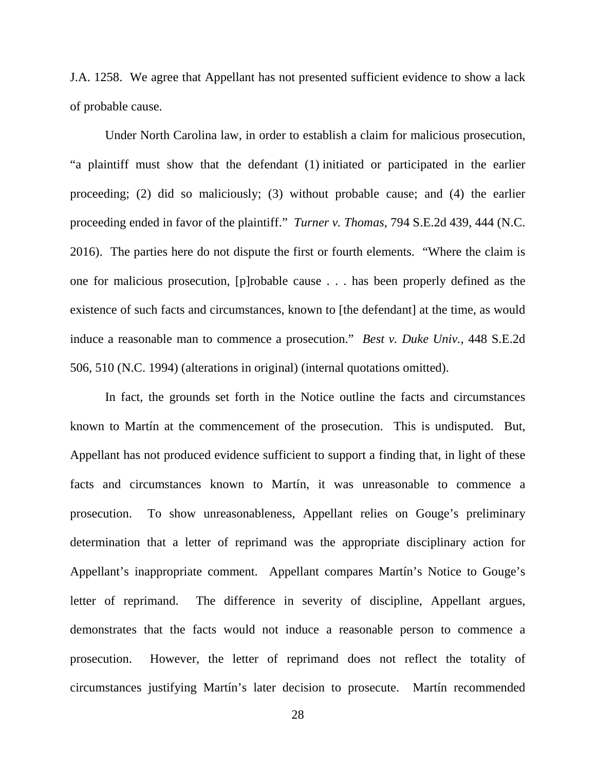J.A. 1258. We agree that Appellant has not presented sufficient evidence to show a lack of probable cause.

Under North Carolina law, in order to establish a claim for malicious prosecution, "a plaintiff must show that the defendant (1) initiated or participated in the earlier proceeding; (2) did so maliciously; (3) without probable cause; and (4) the earlier proceeding ended in favor of the plaintiff." *Turner v. Thomas*, 794 S.E.2d 439, 444 (N.C. 2016). The parties here do not dispute the first or fourth elements. "Where the claim is one for malicious prosecution, [p]robable cause . . . has been properly defined as the existence of such facts and circumstances, known to [the defendant] at the time, as would induce a reasonable man to commence a prosecution." *Best v. Duke Univ.*, 448 S.E.2d 506, 510 (N.C. 1994) (alterations in original) (internal quotations omitted).

In fact, the grounds set forth in the Notice outline the facts and circumstances known to Martín at the commencement of the prosecution. This is undisputed. But, Appellant has not produced evidence sufficient to support a finding that, in light of these facts and circumstances known to Martín, it was unreasonable to commence a prosecution. To show unreasonableness, Appellant relies on Gouge's preliminary determination that a letter of reprimand was the appropriate disciplinary action for Appellant's inappropriate comment. Appellant compares Martín's Notice to Gouge's letter of reprimand. The difference in severity of discipline, Appellant argues, demonstrates that the facts would not induce a reasonable person to commence a prosecution. However, the letter of reprimand does not reflect the totality of circumstances justifying Martín's later decision to prosecute. Martín recommended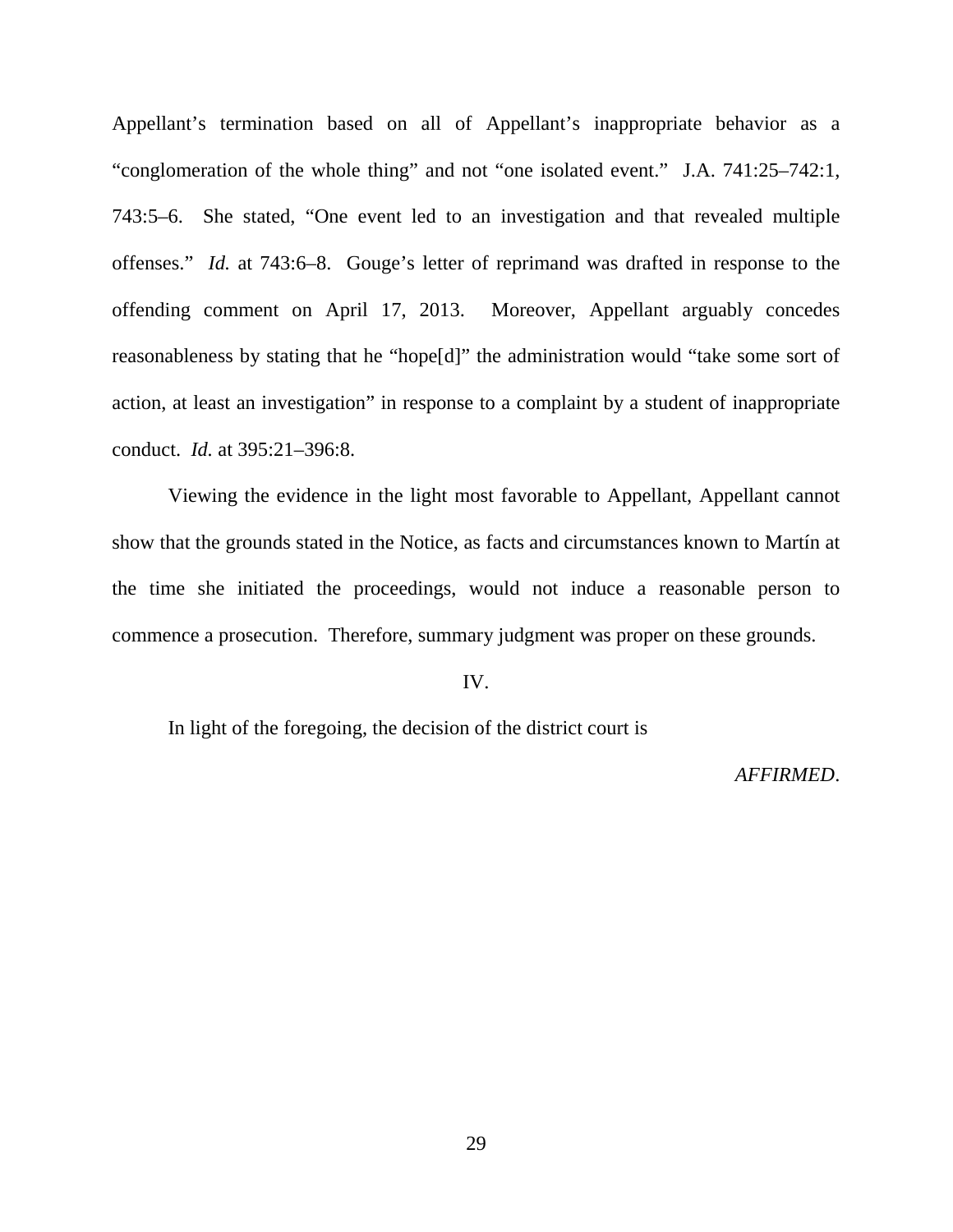Appellant's termination based on all of Appellant's inappropriate behavior as a "conglomeration of the whole thing" and not "one isolated event." J.A. 741:25–742:1, 743:5–6. She stated, "One event led to an investigation and that revealed multiple offenses." *Id.* at 743:6–8. Gouge's letter of reprimand was drafted in response to the offending comment on April 17, 2013. Moreover, Appellant arguably concedes reasonableness by stating that he "hope[d]" the administration would "take some sort of action, at least an investigation" in response to a complaint by a student of inappropriate conduct. *Id.* at 395:21–396:8.

Viewing the evidence in the light most favorable to Appellant, Appellant cannot show that the grounds stated in the Notice, as facts and circumstances known to Martín at the time she initiated the proceedings, would not induce a reasonable person to commence a prosecution. Therefore, summary judgment was proper on these grounds.

IV.

In light of the foregoing, the decision of the district court is

*AFFIRMED*.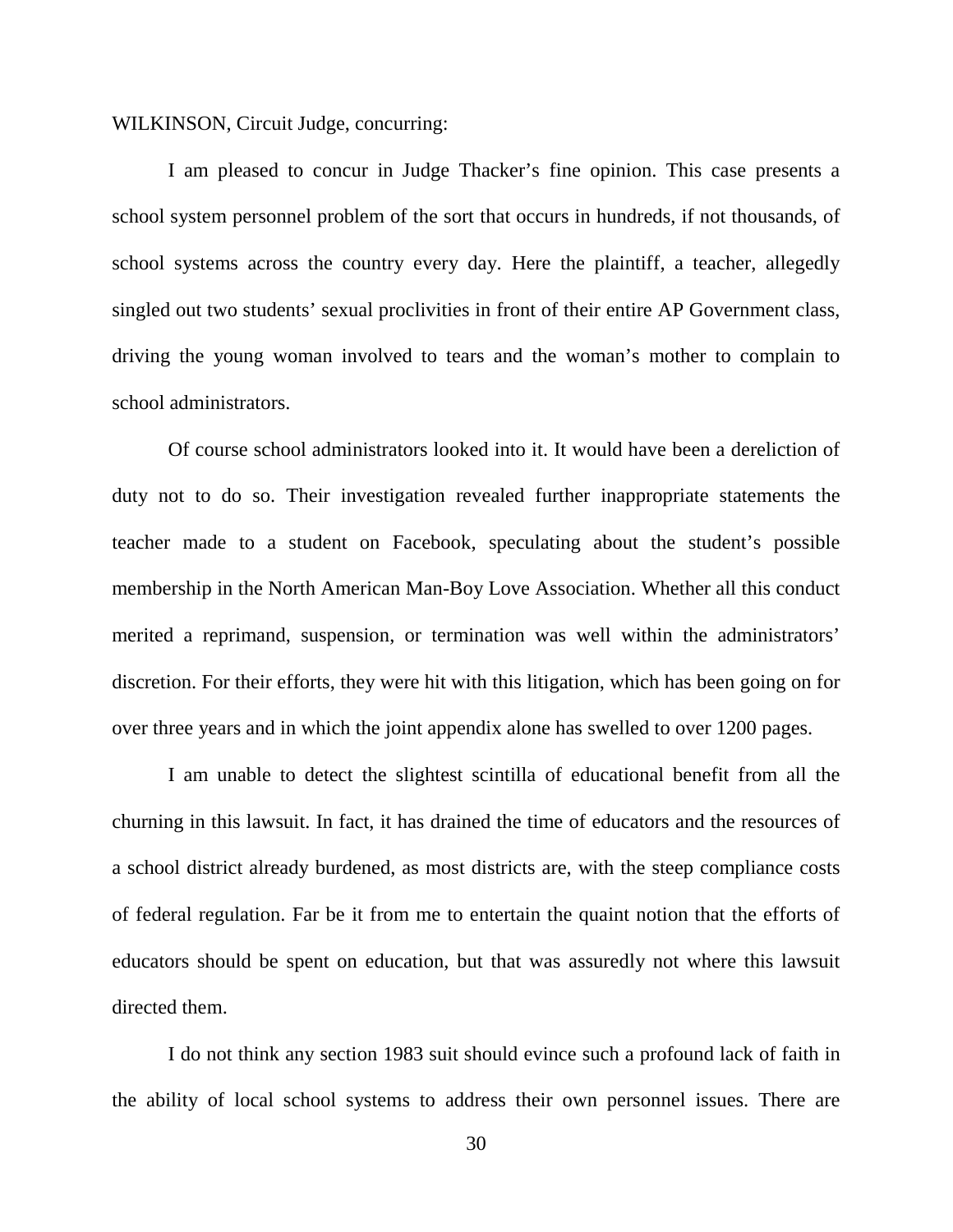WILKINSON, Circuit Judge, concurring:

I am pleased to concur in Judge Thacker's fine opinion. This case presents a school system personnel problem of the sort that occurs in hundreds, if not thousands, of school systems across the country every day. Here the plaintiff, a teacher, allegedly singled out two students' sexual proclivities in front of their entire AP Government class, driving the young woman involved to tears and the woman's mother to complain to school administrators.

Of course school administrators looked into it. It would have been a dereliction of duty not to do so. Their investigation revealed further inappropriate statements the teacher made to a student on Facebook, speculating about the student's possible membership in the North American Man-Boy Love Association. Whether all this conduct merited a reprimand, suspension, or termination was well within the administrators' discretion. For their efforts, they were hit with this litigation, which has been going on for over three years and in which the joint appendix alone has swelled to over 1200 pages.

I am unable to detect the slightest scintilla of educational benefit from all the churning in this lawsuit. In fact, it has drained the time of educators and the resources of a school district already burdened, as most districts are, with the steep compliance costs of federal regulation. Far be it from me to entertain the quaint notion that the efforts of educators should be spent on education, but that was assuredly not where this lawsuit directed them.

I do not think any section 1983 suit should evince such a profound lack of faith in the ability of local school systems to address their own personnel issues. There are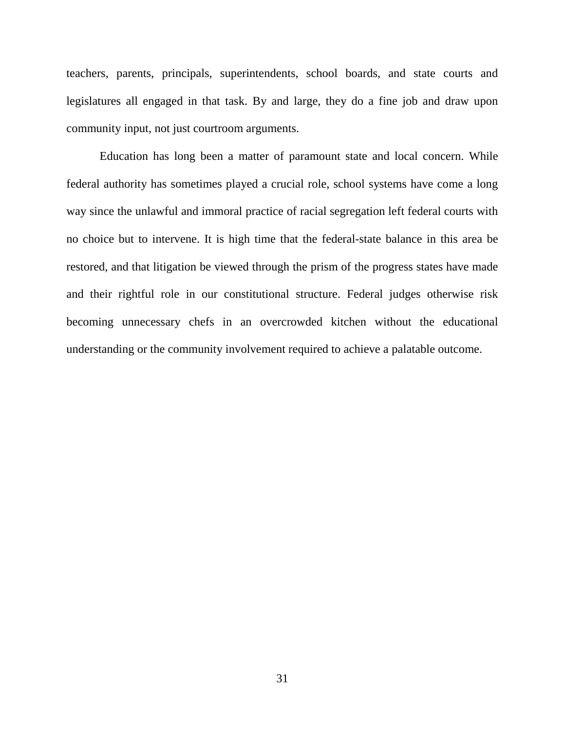teachers, parents, principals, superintendents, school boards, and state courts and legislatures all engaged in that task. By and large, they do a fine job and draw upon community input, not just courtroom arguments.

Education has long been a matter of paramount state and local concern. While federal authority has sometimes played a crucial role, school systems have come a long way since the unlawful and immoral practice of racial segregation left federal courts with no choice but to intervene. It is high time that the federal-state balance in this area be restored, and that litigation be viewed through the prism of the progress states have made and their rightful role in our constitutional structure. Federal judges otherwise risk becoming unnecessary chefs in an overcrowded kitchen without the educational understanding or the community involvement required to achieve a palatable outcome.